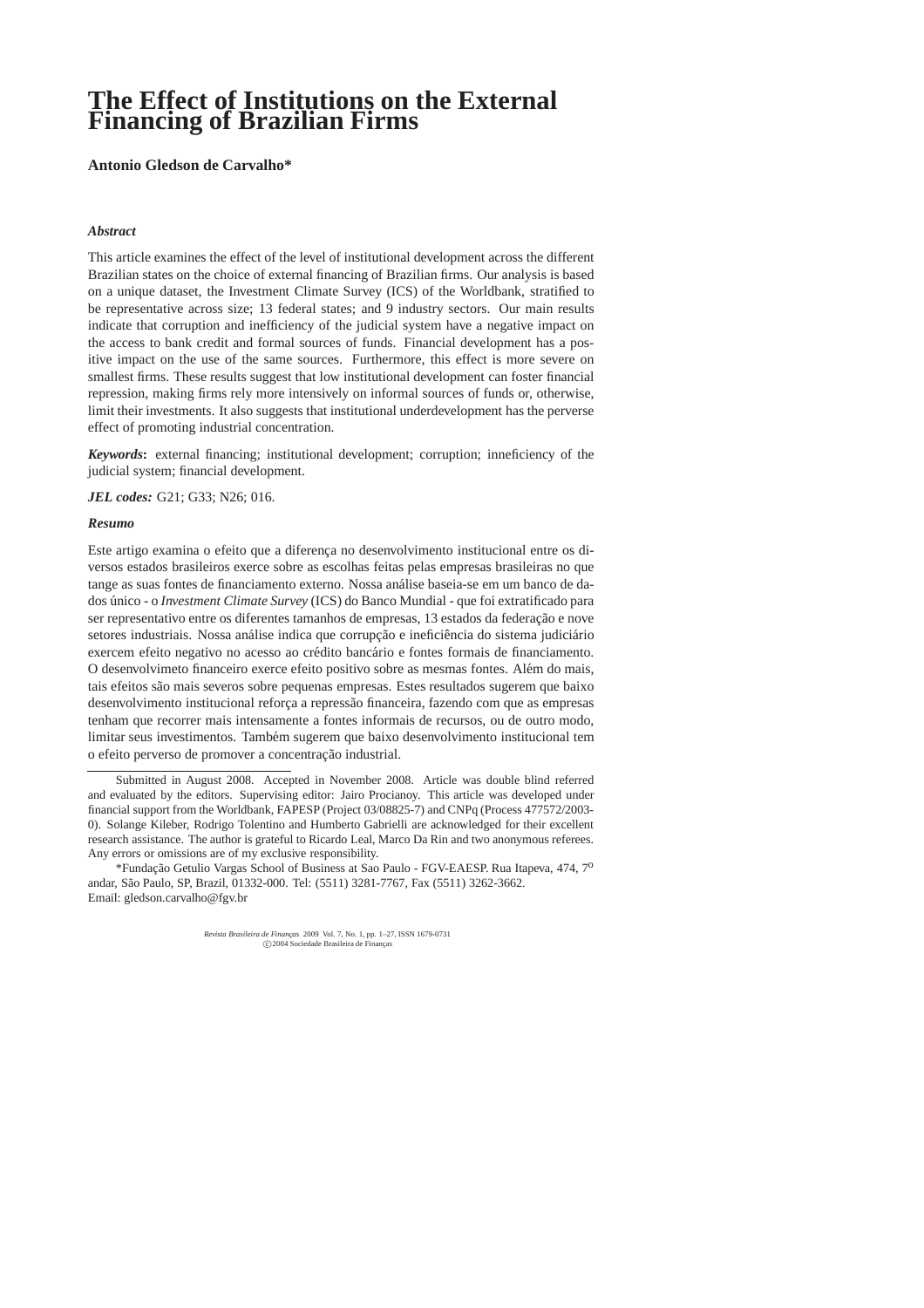# The Effect of Institutions on the External Financing of Brazilian Firms

**Antonio Gledson de Carvalho***

***Abstract***

This article examines the effect of the level of institutional development across the different Brazilian states on the choice of external financing of Brazilian firms. Our analysis is based on a unique dataset, the Investment Climate Survey (ICS) of the Worldbank, stratified to be representative across size; 13 federal states; and 9 industry sectors. Our main results indicate that corruption and inefficiency of the judicial system have a negative impact on the access to bank credit and formal sources of funds. Financial development has a positive impact on the use of the same sources. Furthermore, this effect is more severe on smallest firms. These results suggest that low institutional development can foster financial repression, making firms rely more intensively on informal sources of funds or, otherwise, limit their investments. It also suggests that institutional underdevelopment has the perverse effect of promoting industrial concentration.

***Keywords*****:** external financing; institutional development; corruption; inneficiency of the judicial system; financial development.

***JEL codes:*** G21; G33; N26; 016.

***Resumo***

Este artigo examina o efeito que a diferença no desenvolvimento institucional entre os diversos estados brasileiros exerce sobre as escolhas feitas pelas empresas brasileiras no que tange as suas fontes de financiamento externo. Nossa análise baseia-se em um banco de dados único - o *Investment Climate Survey* (ICS) do Banco Mundial - que foi extratificado para ser representativo entre os diferentes tamanhos de empresas, 13 estados da federação e nove setores industriais. Nossa análise indica que corrupção e ineficiência do sistema judiciário exercem efeito negativo no acesso ao crédito bancário e fontes formais de financiamento. O desenvolvimeto financeiro exerce efeito positivo sobre as mesmas fontes. Além do mais, tais efeitos são mais severos sobre pequenas empresas. Estes resultados sugerem que baixo desenvolvimento institucional reforça a repressão financeira, fazendo com que as empresas tenham que recorrer mais intensamente a fontes informais de recursos, ou de outro modo, limitar seus investimentos. Também sugerem que baixo desenvolvimento institucional tem o efeito perverso de promover a concentração industrial.

---

Submitted in August 2008. Accepted in November 2008. Article was double blind referred and evaluated by the editors. Supervising editor: Jairo Procianoy. This article was developed under financial support from the Worldbank, FAPESP (Project 03/08825-7) and CNPq (Process 477572/2003-0). Solange Kileber, Rodrigo Tolentino and Humberto Gabrielli are acknowledged for their excellent research assistance. The author is grateful to Ricardo Leal, Marco Da Rin and two anonymous referees. Any errors or omissions are of my exclusive responsibility.

*Fundação Getulio Vargas School of Business at Sao Paulo - FGV-EAESP. Rua Itapeva, 474, 7º andar, São Paulo, SP, Brazil, 01332-000. Tel: (5511) 3281-7767, Fax (5511) 3262-3662. Email: gledson.carvalho@fgv.br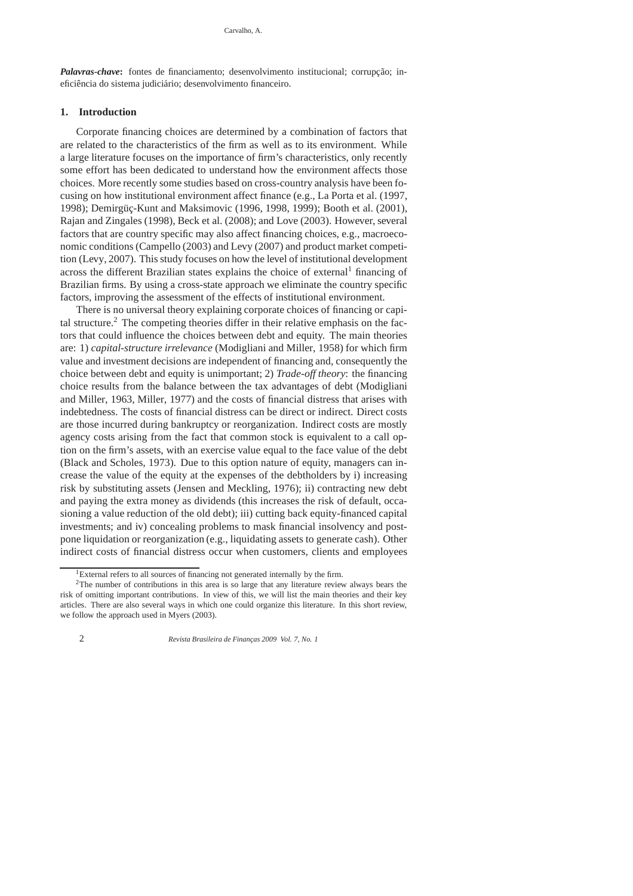***Palavras-chave*:** fontes de financiamento; desenvolvimento institucional; corrupção; ineficiência do sistema judiciário; desenvolvimento financeiro.

## 1. Introduction

Corporate financing choices are determined by a combination of factors that are related to the characteristics of the firm as well as to its environment. While a large literature focuses on the importance of firm's characteristics, only recently some effort has been dedicated to understand how the environment affects those choices. More recently some studies based on cross-country analysis have been focusing on how institutional environment affect finance (e.g., La Porta et al. (1997, 1998); Demirgüç-Kunt and Maksimovic (1996, 1998, 1999); Booth et al. (2001), Rajan and Zingales (1998), Beck et al. (2008); and Love (2003). However, several factors that are country specific may also affect financing choices, e.g., macroeconomic conditions (Campello (2003) and Levy (2007) and product market competition (Levy, 2007). This study focuses on how the level of institutional development across the different Brazilian states explains the choice of external[1] financing of Brazilian firms. By using a cross-state approach we eliminate the country specific factors, improving the assessment of the effects of institutional environment.

There is no universal theory explaining corporate choices of financing or capital structure.[2] The competing theories differ in their relative emphasis on the factors that could influence the choices between debt and equity. The main theories are: 1) *capital-structure irrelevance* (Modigliani and Miller, 1958) for which firm value and investment decisions are independent of financing and, consequently the choice between debt and equity is unimportant; 2) *Trade-off theory*: the financing choice results from the balance between the tax advantages of debt (Modigliani and Miller, 1963, Miller, 1977) and the costs of financial distress that arises with indebtedness. The costs of financial distress can be direct or indirect. Direct costs are those incurred during bankruptcy or reorganization. Indirect costs are mostly agency costs arising from the fact that common stock is equivalent to a call option on the firm's assets, with an exercise value equal to the face value of the debt (Black and Scholes, 1973). Due to this option nature of equity, managers can increase the value of the equity at the expenses of the debtholders by i) increasing risk by substituting assets (Jensen and Meckling, 1976); ii) contracting new debt and paying the extra money as dividends (this increases the risk of default, occasioning a value reduction of the old debt); iii) cutting back equity-financed capital investments; and iv) concealing problems to mask financial insolvency and postpone liquidation or reorganization (e.g., liquidating assets to generate cash). Other indirect costs of financial distress occur when customers, clients and employees

[1] External refers to all sources of financing not generated internally by the firm.

[2] The number of contributions in this area is so large that any literature review always bears the risk of omitting important contributions. In view of this, we will list the main theories and their key articles. There are also several ways in which one could organize this literature. In this short review, we follow the approach used in Myers (2003).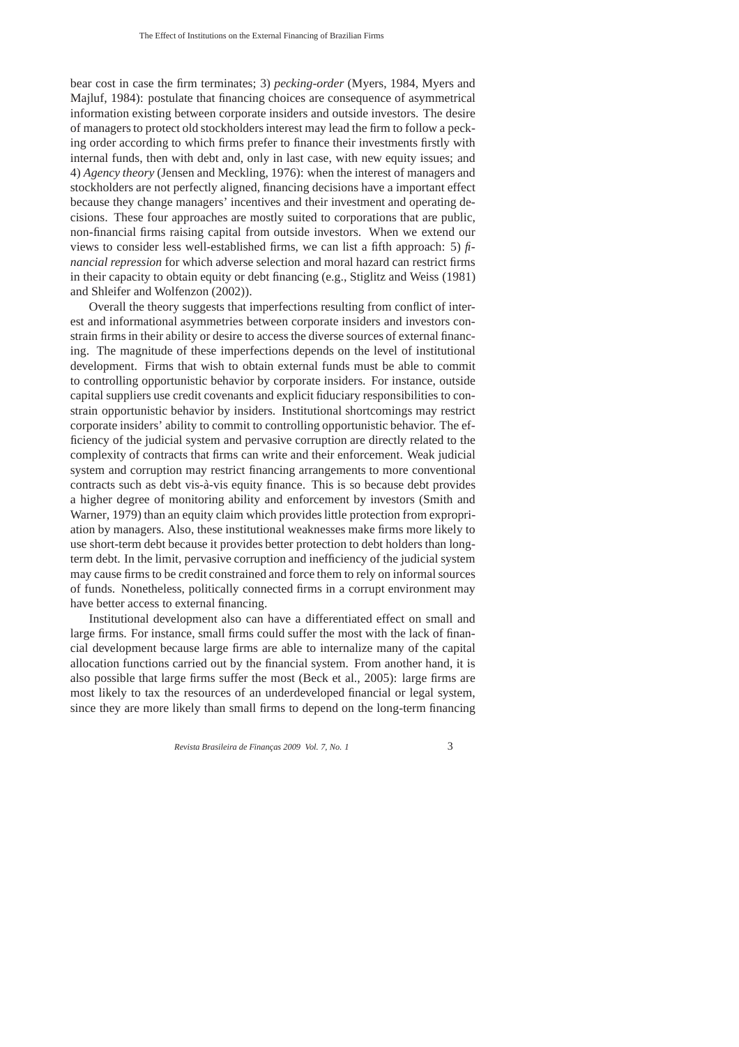bear cost in case the firm terminates; 3) *pecking-order* (Myers, 1984, Myers and Majluf, 1984): postulate that financing choices are consequence of asymmetrical information existing between corporate insiders and outside investors. The desire of managers to protect old stockholders interest may lead the firm to follow a pecking order according to which firms prefer to finance their investments firstly with internal funds, then with debt and, only in last case, with new equity issues; and 4) *Agency theory* (Jensen and Meckling, 1976): when the interest of managers and stockholders are not perfectly aligned, financing decisions have a important effect because they change managers' incentives and their investment and operating decisions. These four approaches are mostly suited to corporations that are public, non-financial firms raising capital from outside investors. When we extend our views to consider less well-established firms, we can list a fifth approach: 5) *financial repression* for which adverse selection and moral hazard can restrict firms in their capacity to obtain equity or debt financing (e.g., Stiglitz and Weiss (1981) and Shleifer and Wolfenzon (2002)).

Overall the theory suggests that imperfections resulting from conflict of interest and informational asymmetries between corporate insiders and investors constrain firms in their ability or desire to access the diverse sources of external financing. The magnitude of these imperfections depends on the level of institutional development. Firms that wish to obtain external funds must be able to commit to controlling opportunistic behavior by corporate insiders. For instance, outside capital suppliers use credit covenants and explicit fiduciary responsibilities to constrain opportunistic behavior by insiders. Institutional shortcomings may restrict corporate insiders' ability to commit to controlling opportunistic behavior. The efficiency of the judicial system and pervasive corruption are directly related to the complexity of contracts that firms can write and their enforcement. Weak judicial system and corruption may restrict financing arrangements to more conventional contracts such as debt vis-à-vis equity finance. This is so because debt provides a higher degree of monitoring ability and enforcement by investors (Smith and Warner, 1979) than an equity claim which provides little protection from expropriation by managers. Also, these institutional weaknesses make firms more likely to use short-term debt because it provides better protection to debt holders than long-term debt. In the limit, pervasive corruption and inefficiency of the judicial system may cause firms to be credit constrained and force them to rely on informal sources of funds. Nonetheless, politically connected firms in a corrupt environment may have better access to external financing.

Institutional development also can have a differentiated effect on small and large firms. For instance, small firms could suffer the most with the lack of financial development because large firms are able to internalize many of the capital allocation functions carried out by the financial system. From another hand, it is also possible that large firms suffer the most (Beck et al., 2005): large firms are most likely to tax the resources of an underdeveloped financial or legal system, since they are more likely than small firms to depend on the long-term financing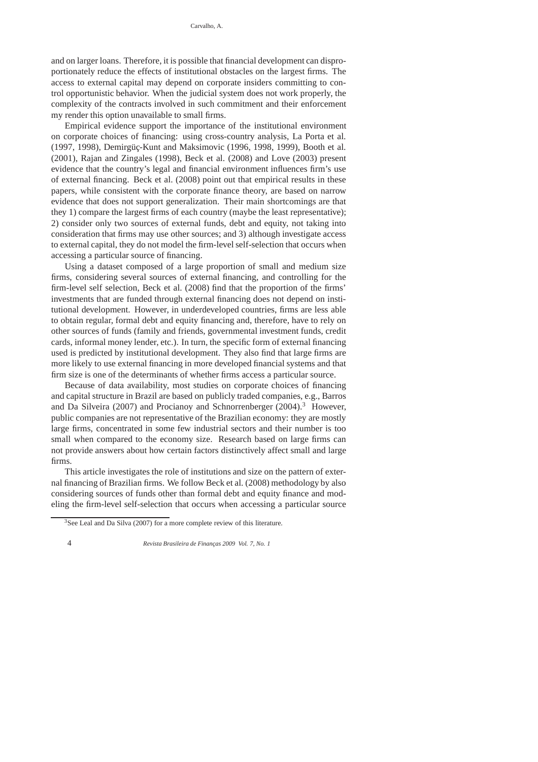and on larger loans. Therefore, it is possible that financial development can disproportionately reduce the effects of institutional obstacles on the largest firms. The access to external capital may depend on corporate insiders committing to control opportunistic behavior. When the judicial system does not work properly, the complexity of the contracts involved in such commitment and their enforcement my render this option unavailable to small firms.

Empirical evidence support the importance of the institutional environment on corporate choices of financing: using cross-country analysis, La Porta et al. (1997, 1998), Demirgüç-Kunt and Maksimovic (1996, 1998, 1999), Booth et al. (2001), Rajan and Zingales (1998), Beck et al. (2008) and Love (2003) present evidence that the country's legal and financial environment influences firm's use of external financing. Beck et al. (2008) point out that empirical results in these papers, while consistent with the corporate finance theory, are based on narrow evidence that does not support generalization. Their main shortcomings are that they 1) compare the largest firms of each country (maybe the least representative); 2) consider only two sources of external funds, debt and equity, not taking into consideration that firms may use other sources; and 3) although investigate access to external capital, they do not model the firm-level self-selection that occurs when accessing a particular source of financing.

Using a dataset composed of a large proportion of small and medium size firms, considering several sources of external financing, and controlling for the firm-level self selection, Beck et al. (2008) find that the proportion of the firms' investments that are funded through external financing does not depend on institutional development. However, in underdeveloped countries, firms are less able to obtain regular, formal debt and equity financing and, therefore, have to rely on other sources of funds (family and friends, governmental investment funds, credit cards, informal money lender, etc.). In turn, the specific form of external financing used is predicted by institutional development. They also find that large firms are more likely to use external financing in more developed financial systems and that firm size is one of the determinants of whether firms access a particular source.

Because of data availability, most studies on corporate choices of financing and capital structure in Brazil are based on publicly traded companies, e.g., Barros and Da Silveira (2007) and Procianoy and Schnorrenberger (2004).[3] However, public companies are not representative of the Brazilian economy: they are mostly large firms, concentrated in some few industrial sectors and their number is too small when compared to the economy size. Research based on large firms can not provide answers about how certain factors distinctively affect small and large firms.

This article investigates the role of institutions and size on the pattern of external financing of Brazilian firms. We follow Beck et al. (2008) methodology by also considering sources of funds other than formal debt and equity finance and modeling the firm-level self-selection that occurs when accessing a particular source

[3] See Leal and Da Silva (2007) for a more complete review of this literature.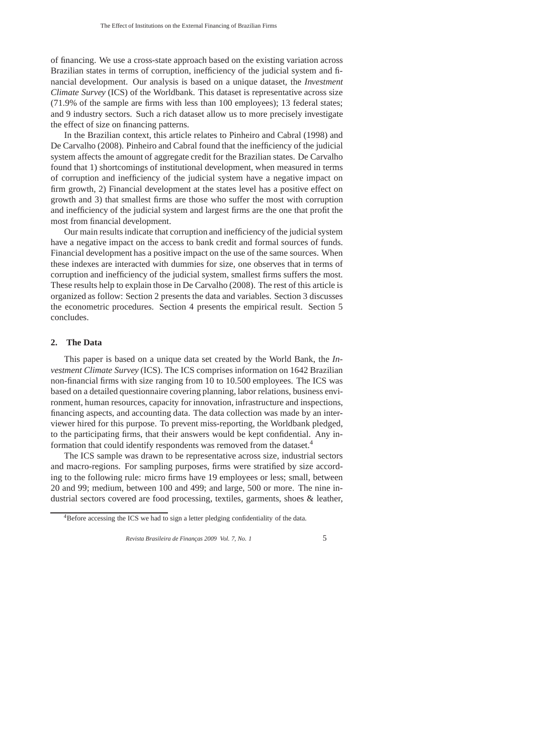of financing. We use a cross-state approach based on the existing variation across Brazilian states in terms of corruption, inefficiency of the judicial system and financial development. Our analysis is based on a unique dataset, the *Investment Climate Survey* (ICS) of the Worldbank. This dataset is representative across size (71.9% of the sample are firms with less than 100 employees); 13 federal states; and 9 industry sectors. Such a rich dataset allow us to more precisely investigate the effect of size on financing patterns.

In the Brazilian context, this article relates to Pinheiro and Cabral (1998) and De Carvalho (2008). Pinheiro and Cabral found that the inefficiency of the judicial system affects the amount of aggregate credit for the Brazilian states. De Carvalho found that 1) shortcomings of institutional development, when measured in terms of corruption and inefficiency of the judicial system have a negative impact on firm growth, 2) Financial development at the states level has a positive effect on growth and 3) that smallest firms are those who suffer the most with corruption and inefficiency of the judicial system and largest firms are the one that profit the most from financial development.

Our main results indicate that corruption and inefficiency of the judicial system have a negative impact on the access to bank credit and formal sources of funds. Financial development has a positive impact on the use of the same sources. When these indexes are interacted with dummies for size, one observes that in terms of corruption and inefficiency of the judicial system, smallest firms suffers the most. These results help to explain those in De Carvalho (2008). The rest of this article is organized as follow: Section 2 presents the data and variables. Section 3 discusses the econometric procedures. Section 4 presents the empirical result. Section 5 concludes.

## 2. The Data

This paper is based on a unique data set created by the World Bank, the *Investment Climate Survey* (ICS). The ICS comprises information on 1642 Brazilian non-financial firms with size ranging from 10 to 10.500 employees. The ICS was based on a detailed questionnaire covering planning, labor relations, business environment, human resources, capacity for innovation, infrastructure and inspections, financing aspects, and accounting data. The data collection was made by an interviewer hired for this purpose. To prevent miss-reporting, the Worldbank pledged, to the participating firms, that their answers would be kept confidential. Any information that could identify respondents was removed from the dataset.[4]

The ICS sample was drawn to be representative across size, industrial sectors and macro-regions. For sampling purposes, firms were stratified by size according to the following rule: micro firms have 19 employees or less; small, between 20 and 99; medium, between 100 and 499; and large, 500 or more. The nine industrial sectors covered are food processing, textiles, garments, shoes & leather,

[4]Before accessing the ICS we had to sign a letter pledging confidentiality of the data.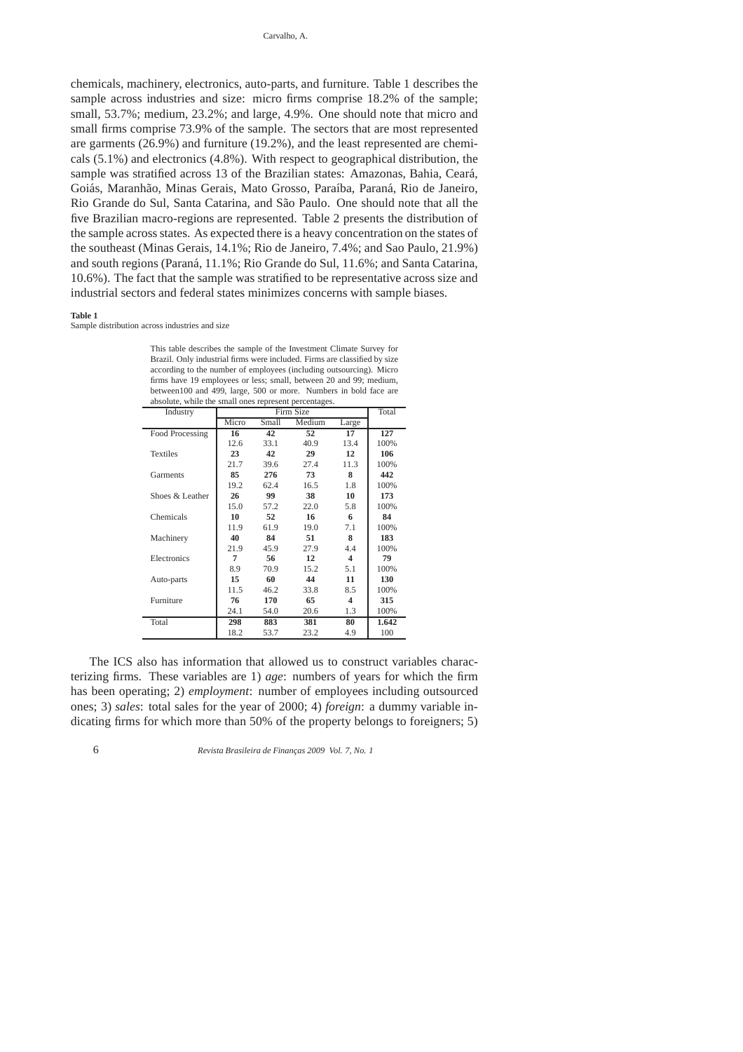chemicals, machinery, electronics, auto-parts, and furniture. Table 1 describes the sample across industries and size: micro firms comprise 18.2% of the sample; small, 53.7%; medium, 23.2%; and large, 4.9%. One should note that micro and small firms comprise 73.9% of the sample. The sectors that are most represented are garments (26.9%) and furniture (19.2%), and the least represented are chemicals (5.1%) and electronics (4.8%). With respect to geographical distribution, the sample was stratified across 13 of the Brazilian states: Amazonas, Bahia, Ceará, Goiás, Maranhão, Minas Gerais, Mato Grosso, Paraíba, Paraná, Rio de Janeiro, Rio Grande do Sul, Santa Catarina, and São Paulo. One should note that all the five Brazilian macro-regions are represented. Table 2 presents the distribution of the sample across states. As expected there is a heavy concentration on the states of the southeast (Minas Gerais, 14.1%; Rio de Janeiro, 7.4%; and Sao Paulo, 21.9%) and south regions (Paraná, 11.1%; Rio Grande do Sul, 11.6%; and Santa Catarina, 10.6%). The fact that the sample was stratified to be representative across size and industrial sectors and federal states minimizes concerns with sample biases.

**Table 1**
Sample distribution across industries and size

This table describes the sample of the Investment Climate Survey for Brazil. Only industrial firms were included. Firms are classified by size according to the number of employees (including outsourcing). Micro firms have 19 employees or less; small, between 20 and 99; medium, between100 and 499, large, 500 or more. Numbers in bold face are absolute, while the small ones represent percentages.

| Industry | Firm Size | | | | Total |
|---|---|---|---|---|---|
| | Micro | Small | Medium | Large | |
| Food Processing | **16** | **42** | **52** | **17** | **127** |
| | 12.6 | 33.1 | 40.9 | 13.4 | 100% |
| Textiles | **23** | **42** | **29** | **12** | **106** |
| | 21.7 | 39.6 | 27.4 | 11.3 | 100% |
| Garments | **85** | **276** | **73** | **8** | **442** |
| | 19.2 | 62.4 | 16.5 | 1.8 | 100% |
| Shoes & Leather | **26** | **99** | **38** | **10** | **173** |
| | 15.0 | 57.2 | 22.0 | 5.8 | 100% |
| Chemicals | **10** | **52** | **16** | **6** | **84** |
| | 11.9 | 61.9 | 19.0 | 7.1 | 100% |
| Machinery | **40** | **84** | **51** | **8** | **183** |
| | 21.9 | 45.9 | 27.9 | 4.4 | 100% |
| Electronics | **7** | **56** | **12** | **4** | **79** |
| | 8.9 | 70.9 | 15.2 | 5.1 | 100% |
| Auto-parts | **15** | **60** | **44** | **11** | **130** |
| | 11.5 | 46.2 | 33.8 | 8.5 | 100% |
| Furniture | **76** | **170** | **65** | **4** | **315** |
| | 24.1 | 54.0 | 20.6 | 1.3 | 100% |
| Total | **298** | **883** | **381** | **80** | **1.642** |
| | 18.2 | 53.7 | 23.2 | 4.9 | 100 |

The ICS also has information that allowed us to construct variables characterizing firms. These variables are 1) *age*: numbers of years for which the firm has been operating; 2) *employment*: number of employees including outsourced ones; 3) *sales*: total sales for the year of 2000; 4) *foreign*: a dummy variable indicating firms for which more than 50% of the property belongs to foreigners; 5)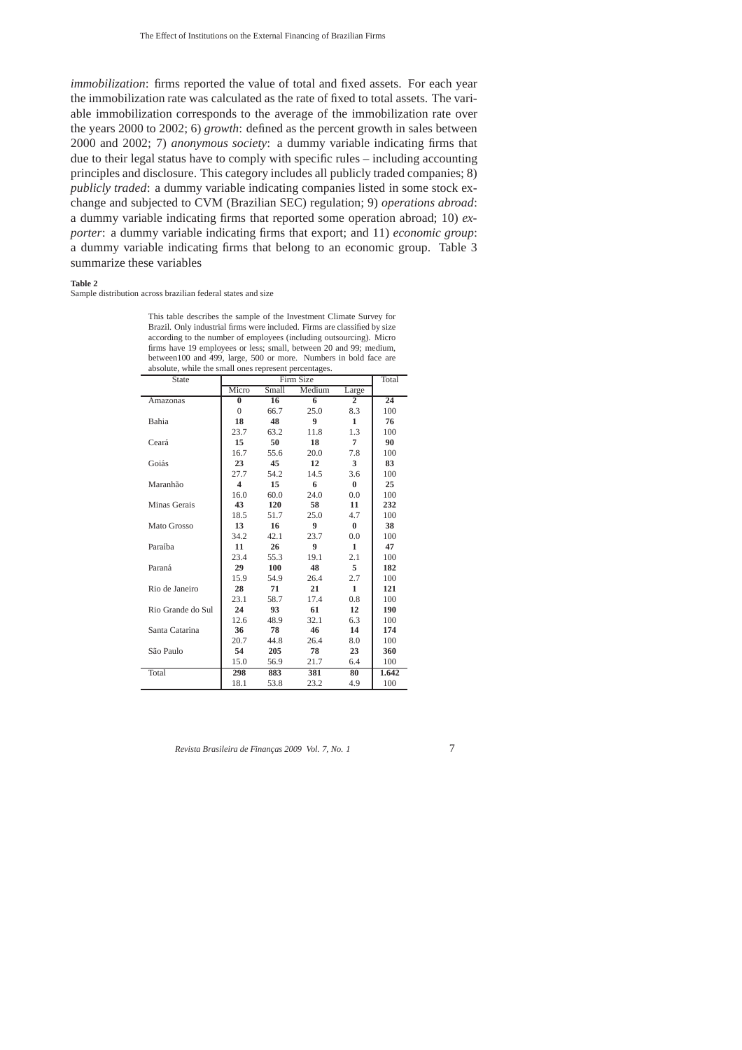*immobilization*: firms reported the value of total and fixed assets. For each year the immobilization rate was calculated as the rate of fixed to total assets. The variable immobilization corresponds to the average of the immobilization rate over the years 2000 to 2002; 6) *growth*: defined as the percent growth in sales between 2000 and 2002; 7) *anonymous society*: a dummy variable indicating firms that due to their legal status have to comply with specific rules – including accounting principles and disclosure. This category includes all publicly traded companies; 8) *publicly traded*: a dummy variable indicating companies listed in some stock exchange and subjected to CVM (Brazilian SEC) regulation; 9) *operations abroad*: a dummy variable indicating firms that reported some operation abroad; 10) *exporter*: a dummy variable indicating firms that export; and 11) *economic group*: a dummy variable indicating firms that belong to an economic group. Table 3 summarize these variables

**Table 2**

Sample distribution across brazilian federal states and size

This table describes the sample of the Investment Climate Survey for Brazil. Only industrial firms were included. Firms are classified by size according to the number of employees (including outsourcing). Micro firms have 19 employees or less; small, between 20 and 99; medium, between100 and 499, large, 500 or more. Numbers in bold face are absolute, while the small ones represent percentages.

| State | Firm Size | | | | Total |
|---|---|---|---|---|---|
| | Micro | Small | Medium | Large | |
| Amazonas | **0** | **16** | **6** | **2** | **24** |
| | 0 | 66.7 | 25.0 | 8.3 | 100 |
| Bahia | **18** | **48** | **9** | **1** | **76** |
| | 23.7 | 63.2 | 11.8 | 1.3 | 100 |
| Ceará | **15** | **50** | **18** | **7** | **90** |
| | 16.7 | 55.6 | 20.0 | 7.8 | 100 |
| Goiás | **23** | **45** | **12** | **3** | **83** |
| | 27.7 | 54.2 | 14.5 | 3.6 | 100 |
| Maranhão | **4** | **15** | **6** | **0** | **25** |
| | 16.0 | 60.0 | 24.0 | 0.0 | 100 |
| Minas Gerais | **43** | **120** | **58** | **11** | **232** |
| | 18.5 | 51.7 | 25.0 | 4.7 | 100 |
| Mato Grosso | **13** | **16** | **9** | **0** | **38** |
| | 34.2 | 42.1 | 23.7 | 0.0 | 100 |
| Paraíba | **11** | **26** | **9** | **1** | **47** |
| | 23.4 | 55.3 | 19.1 | 2.1 | 100 |
| Paraná | **29** | **100** | **48** | **5** | **182** |
| | 15.9 | 54.9 | 26.4 | 2.7 | 100 |
| Rio de Janeiro | **28** | **71** | **21** | **1** | **121** |
| | 23.1 | 58.7 | 17.4 | 0.8 | 100 |
| Rio Grande do Sul | **24** | **93** | **61** | **12** | **190** |
| | 12.6 | 48.9 | 32.1 | 6.3 | 100 |
| Santa Catarina | **36** | **78** | **46** | **14** | **174** |
| | 20.7 | 44.8 | 26.4 | 8.0 | 100 |
| São Paulo | **54** | **205** | **78** | **23** | **360** |
| | 15.0 | 56.9 | 21.7 | 6.4 | 100 |
| Total | **298** | **883** | **381** | **80** | **1.642** |
| | 18.1 | 53.8 | 23.2 | 4.9 | 100 |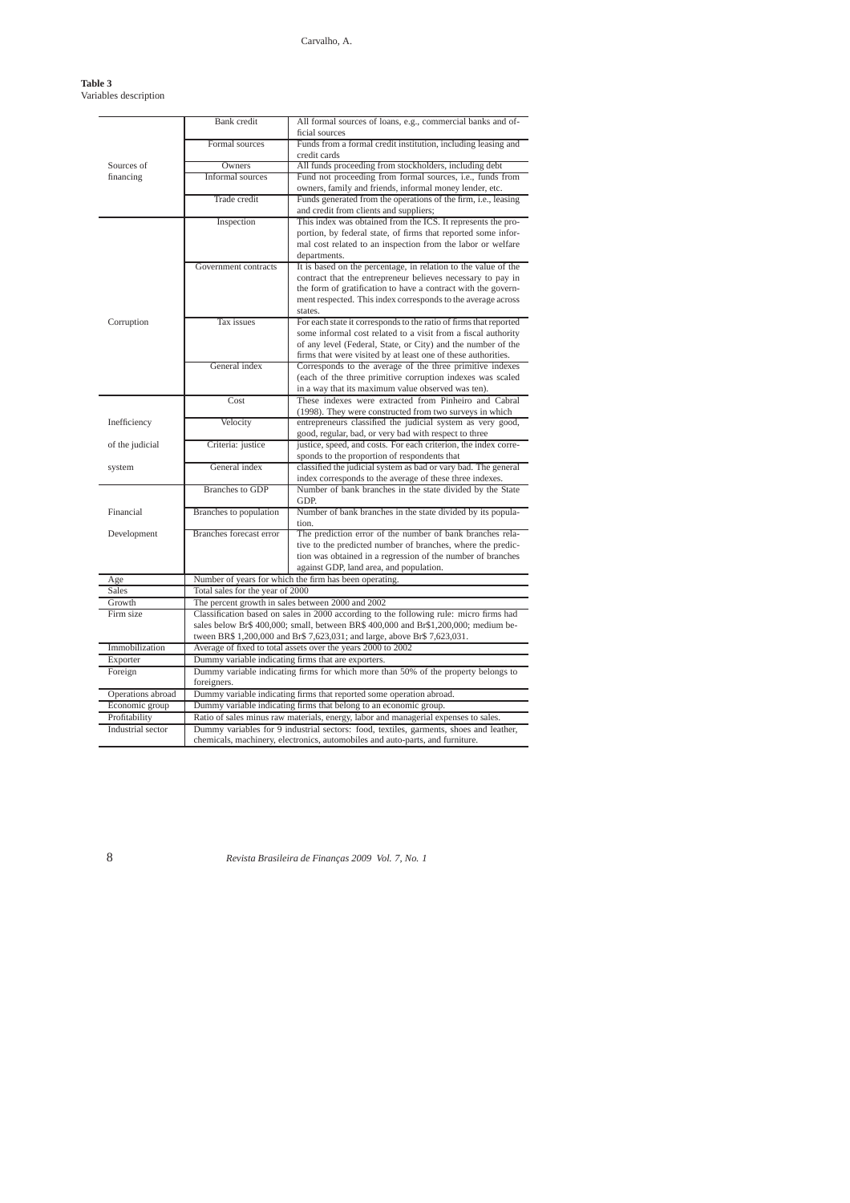**Table 3**
Variables description

| | | |
|---|---|---|
| Sources of financing | Bank credit | All formal sources of loans, e.g., commercial banks and official sources |
| | Formal sources | Funds from a formal credit institution, including leasing and credit cards |
| | Owners | All funds proceeding from stockholders, including debt |
| | Informal sources | Fund not proceeding from formal sources, i.e., funds from owners, family and friends, informal money lender, etc. |
| | Trade credit | Funds generated from the operations of the firm, i.e., leasing and credit from clients and suppliers; |
| Corruption | Inspection | This index was obtained from the ICS. It represents the proportion, by federal state, of firms that reported some informal cost related to an inspection from the labor or welfare departments. |
| | Government contracts | It is based on the percentage, in relation to the value of the contract that the entrepreneur believes necessary to pay in the form of gratification to have a contract with the government respected. This index corresponds to the average across states. |
| | Tax issues | For each state it corresponds to the ratio of firms that reported some informal cost related to a visit from a fiscal authority of any level (Federal, State, or City) and the number of the firms that were visited by at least one of these authorities. |
| | General index | Corresponds to the average of the three primitive indexes (each of the three primitive corruption indexes was scaled in a way that its maximum value observed was ten). |
| Inefficiency of the judicial system | Cost | These indexes were extracted from Pinheiro and Cabral (1998). They were constructed from two surveys in which |
| | Velocity | entrepreneurs classified the judicial system as very good, good, regular, bad, or very bad with respect to three |
| | Criteria: justice | justice, speed, and costs. For each criterion, the index corresponds to the proportion of respondents that |
| | General index | classified the judicial system as bad or vary bad. The general index corresponds to the average of these three indexes. |
| Financial Development | Branches to GDP | Number of bank branches in the state divided by the State GDP. |
| | Branches to population | Number of bank branches in the state divided by its population. |
| | Branches forecast error | The prediction error of the number of bank branches relative to the predicted number of branches, where the prediction was obtained in a regression of the number of branches against GDP, land area, and population. |
| Age | Number of years for which the firm has been operating. | |
| Sales | Total sales for the year of 2000 | |
| Growth | The percent growth in sales between 2000 and 2002 | |
| Firm size | Classification based on sales in 2000 according to the following rule: micro firms had sales below Br$ 400,000; small, between BR$ 400,000 and Br$1,200,000; medium between BR$ 1,200,000 and Br$ 7,623,031; and large, above Br$ 7,623,031. | |
| Immobilization | Average of fixed to total assets over the years 2000 to 2002 | |
| Exporter | Dummy variable indicating firms that are exporters. | |
| Foreign | Dummy variable indicating firms for which more than 50% of the property belongs to foreigners. | |
| Operations abroad | Dummy variable indicating firms that reported some operation abroad. | |
| Economic group | Dummy variable indicating firms that belong to an economic group. | |
| Profitability | Ratio of sales minus raw materials, energy, labor and managerial expenses to sales. | |
| Industrial sector | Dummy variables for 9 industrial sectors: food, textiles, garments, shoes and leather, chemicals, machinery, electronics, automobiles and auto-parts, and furniture. | |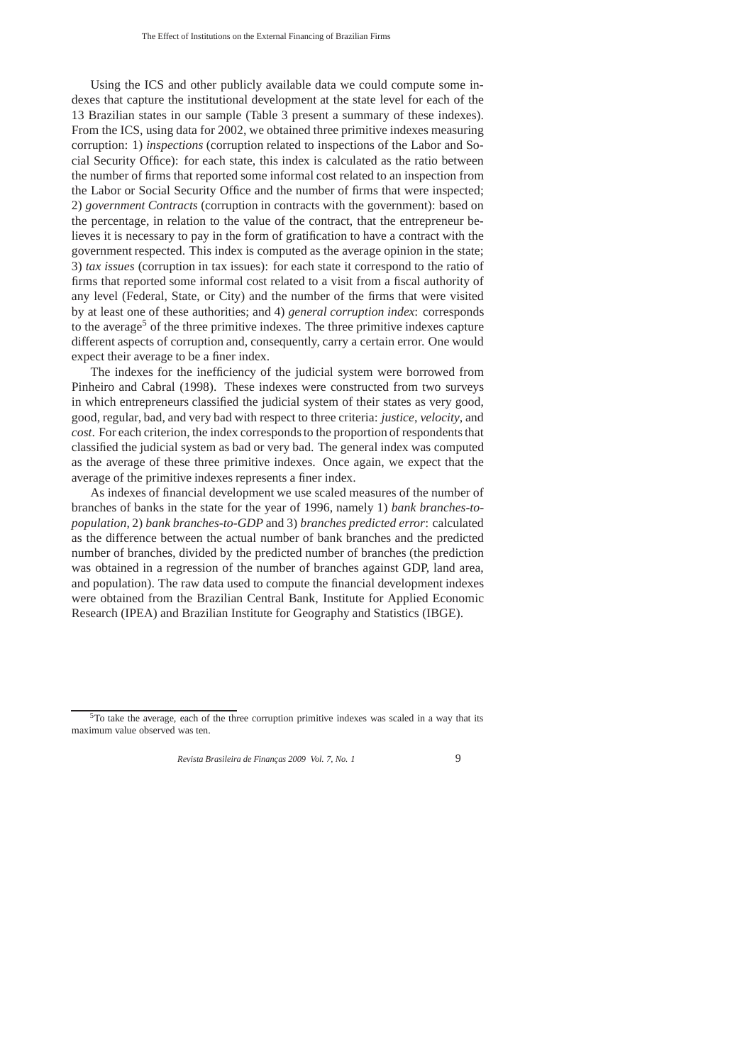Using the ICS and other publicly available data we could compute some indexes that capture the institutional development at the state level for each of the 13 Brazilian states in our sample (Table 3 present a summary of these indexes). From the ICS, using data for 2002, we obtained three primitive indexes measuring corruption: 1) *inspections* (corruption related to inspections of the Labor and Social Security Office): for each state, this index is calculated as the ratio between the number of firms that reported some informal cost related to an inspection from the Labor or Social Security Office and the number of firms that were inspected; 2) *government Contracts* (corruption in contracts with the government): based on the percentage, in relation to the value of the contract, that the entrepreneur believes it is necessary to pay in the form of gratification to have a contract with the government respected. This index is computed as the average opinion in the state; 3) *tax issues* (corruption in tax issues): for each state it correspond to the ratio of firms that reported some informal cost related to a visit from a fiscal authority of any level (Federal, State, or City) and the number of the firms that were visited by at least one of these authorities; and 4) *general corruption index*: corresponds to the average[5] of the three primitive indexes. The three primitive indexes capture different aspects of corruption and, consequently, carry a certain error. One would expect their average to be a finer index.

The indexes for the inefficiency of the judicial system were borrowed from Pinheiro and Cabral (1998). These indexes were constructed from two surveys in which entrepreneurs classified the judicial system of their states as very good, good, regular, bad, and very bad with respect to three criteria: *justice*, *velocity*, and *cost*. For each criterion, the index corresponds to the proportion of respondents that classified the judicial system as bad or very bad. The general index was computed as the average of these three primitive indexes. Once again, we expect that the average of the primitive indexes represents a finer index.

As indexes of financial development we use scaled measures of the number of branches of banks in the state for the year of 1996, namely 1) *bank branches-to-population*, 2) *bank branches-to-GDP* and 3) *branches predicted error*: calculated as the difference between the actual number of bank branches and the predicted number of branches, divided by the predicted number of branches (the prediction was obtained in a regression of the number of branches against GDP, land area, and population). The raw data used to compute the financial development indexes were obtained from the Brazilian Central Bank, Institute for Applied Economic Research (IPEA) and Brazilian Institute for Geography and Statistics (IBGE).

[5] To take the average, each of the three corruption primitive indexes was scaled in a way that its maximum value observed was ten.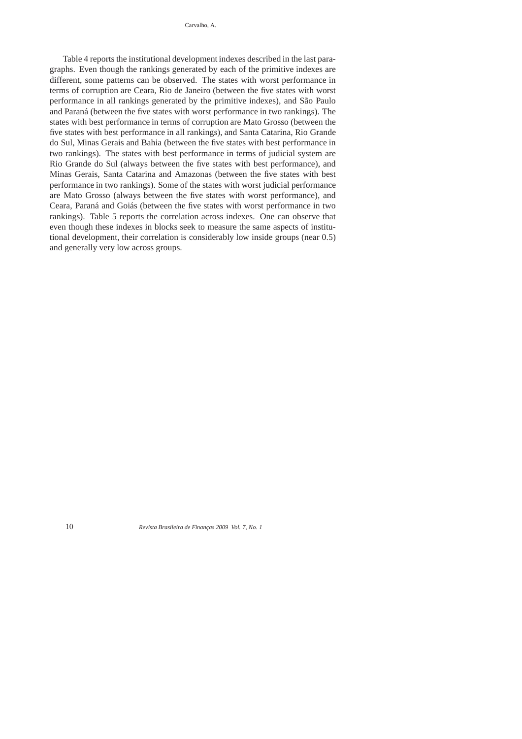Table 4 reports the institutional development indexes described in the last paragraphs. Even though the rankings generated by each of the primitive indexes are different, some patterns can be observed. The states with worst performance in terms of corruption are Ceara, Rio de Janeiro (between the five states with worst performance in all rankings generated by the primitive indexes), and São Paulo and Paraná (between the five states with worst performance in two rankings). The states with best performance in terms of corruption are Mato Grosso (between the five states with best performance in all rankings), and Santa Catarina, Rio Grande do Sul, Minas Gerais and Bahia (between the five states with best performance in two rankings). The states with best performance in terms of judicial system are Rio Grande do Sul (always between the five states with best performance), and Minas Gerais, Santa Catarina and Amazonas (between the five states with best performance in two rankings). Some of the states with worst judicial performance are Mato Grosso (always between the five states with worst performance), and Ceara, Paraná and Goiás (between the five states with worst performance in two rankings). Table 5 reports the correlation across indexes. One can observe that even though these indexes in blocks seek to measure the same aspects of institutional development, their correlation is considerably low inside groups (near 0.5) and generally very low across groups.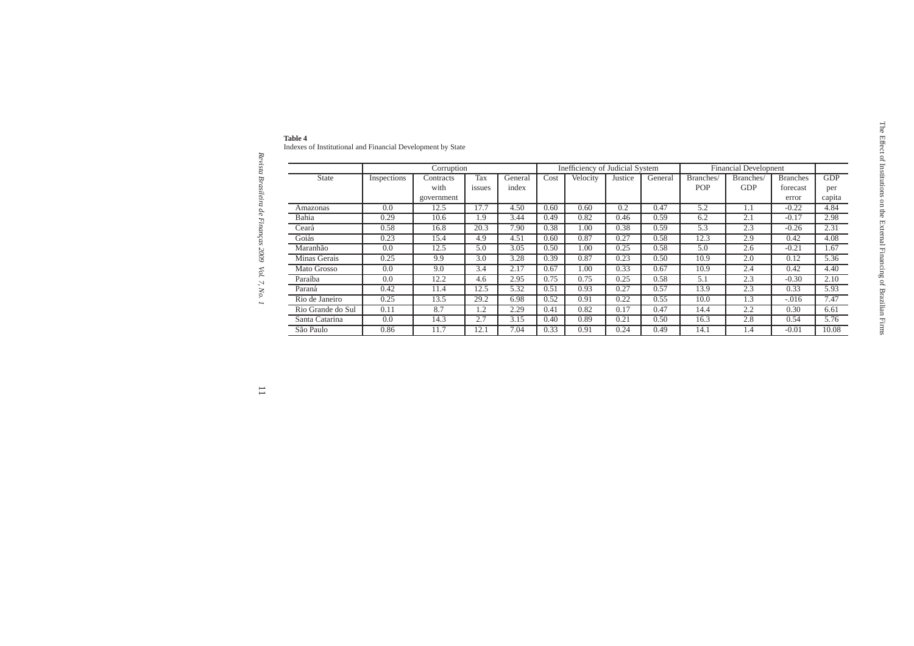**Table 4**
Indexes of Institutional and Financial Development by State

| | Corruption | | | | Inefficiency of Judicial System | | | | Financial Development | | | |
|---|---|---|---|---|---|---|---|---|---|---|---|---|
| State | Inspections | Contracts with government | Tax issues | General index | Cost | Velocity | Justice | General | Branches/ POP | Branches/ GDP | Branches forecast error | GDP per capita |
| Amazonas | 0.0 | 12.5 | 17.7 | 4.50 | 0.60 | 0.60 | 0.2 | 0.47 | 5.2 | 1.1 | -0.22 | 4.84 |
| Bahia | 0.29 | 10.6 | 1.9 | 3.44 | 0.49 | 0.82 | 0.46 | 0.59 | 6.2 | 2.1 | -0.17 | 2.98 |
| Ceará | 0.58 | 16.8 | 20.3 | 7.90 | 0.38 | 1.00 | 0.38 | 0.59 | 5.3 | 2.3 | -0.26 | 2.31 |
| Goiás | 0.23 | 15.4 | 4.9 | 4.51 | 0.60 | 0.87 | 0.27 | 0.58 | 12.3 | 2.9 | 0.42 | 4.08 |
| Maranhão | 0.0 | 12.5 | 5.0 | 3.05 | 0.50 | 1.00 | 0.25 | 0.58 | 5.0 | 2.6 | -0.21 | 1.67 |
| Minas Gerais | 0.25 | 9.9 | 3.0 | 3.28 | 0.39 | 0.87 | 0.23 | 0.50 | 10.9 | 2.0 | 0.12 | 5.36 |
| Mato Grosso | 0.0 | 9.0 | 3.4 | 2.17 | 0.67 | 1.00 | 0.33 | 0.67 | 10.9 | 2.4 | 0.42 | 4.40 |
| Paraíba | 0.0 | 12.2 | 4.6 | 2.95 | 0.75 | 0.75 | 0.25 | 0.58 | 5.1 | 2.3 | -0.30 | 2.10 |
| Paraná | 0.42 | 11.4 | 12.5 | 5.32 | 0.51 | 0.93 | 0.27 | 0.57 | 13.9 | 2.3 | 0.33 | 5.93 |
| Rio de Janeiro | 0.25 | 13.5 | 29.2 | 6.98 | 0.52 | 0.91 | 0.22 | 0.55 | 10.0 | 1.3 | -.016 | 7.47 |
| Rio Grande do Sul | 0.11 | 8.7 | 1.2 | 2.29 | 0.41 | 0.82 | 0.17 | 0.47 | 14.4 | 2.2 | 0.30 | 6.61 |
| Santa Catarina | 0.0 | 14.3 | 2.7 | 3.15 | 0.40 | 0.89 | 0.21 | 0.50 | 16.3 | 2.8 | 0.54 | 5.76 |
| São Paulo | 0.86 | 11.7 | 12.1 | 7.04 | 0.33 | 0.91 | 0.24 | 0.49 | 14.1 | 1.4 | -0.01 | 10.08 |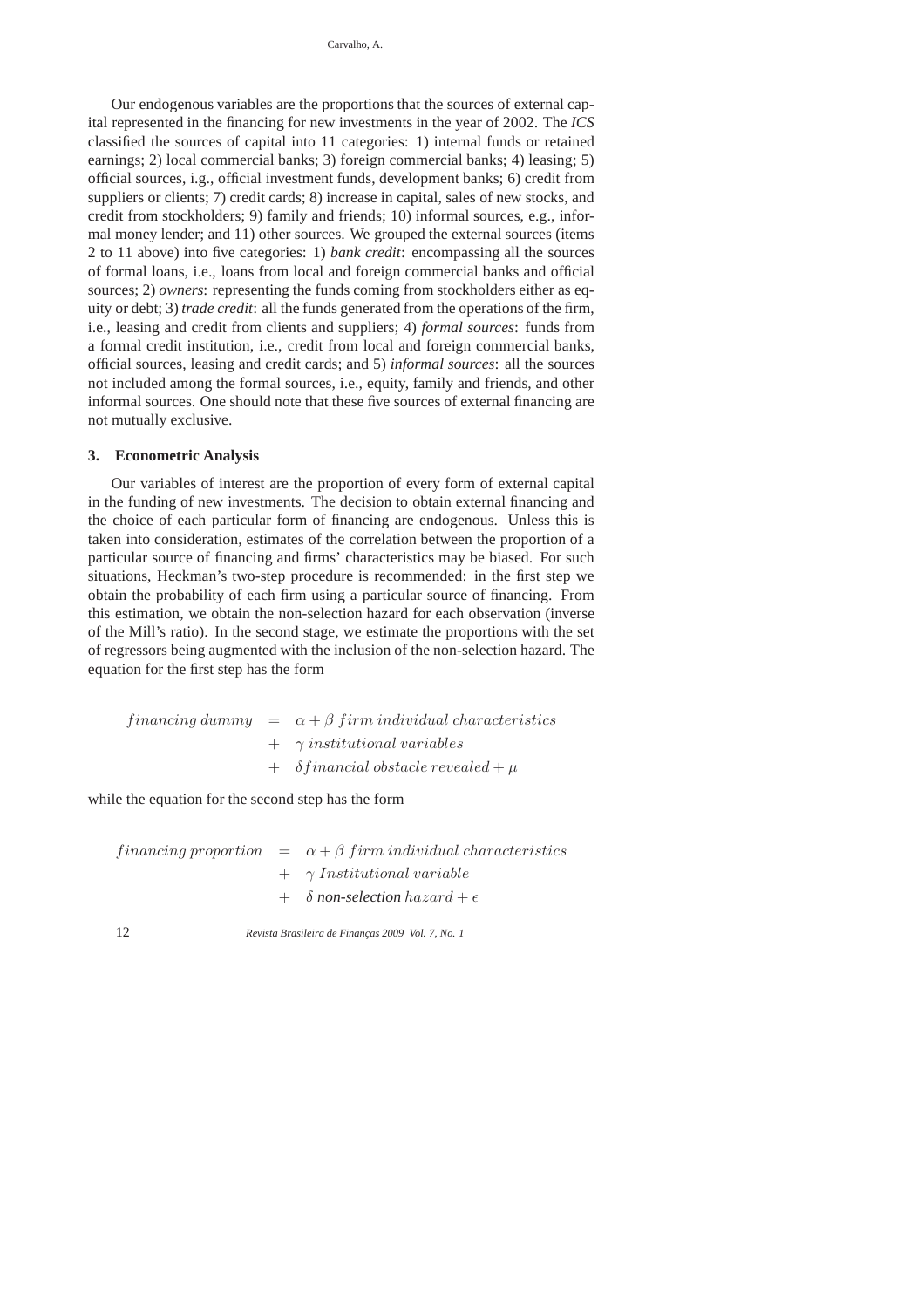Our endogenous variables are the proportions that the sources of external capital represented in the financing for new investments in the year of 2002. The *ICS* classified the sources of capital into 11 categories: 1) internal funds or retained earnings; 2) local commercial banks; 3) foreign commercial banks; 4) leasing; 5) official sources, i.g., official investment funds, development banks; 6) credit from suppliers or clients; 7) credit cards; 8) increase in capital, sales of new stocks, and credit from stockholders; 9) family and friends; 10) informal sources, e.g., informal money lender; and 11) other sources. We grouped the external sources (items 2 to 11 above) into five categories: 1) *bank credit*: encompassing all the sources of formal loans, i.e., loans from local and foreign commercial banks and official sources; 2) *owners*: representing the funds coming from stockholders either as equity or debt; 3) *trade credit*: all the funds generated from the operations of the firm, i.e., leasing and credit from clients and suppliers; 4) *formal sources*: funds from a formal credit institution, i.e., credit from local and foreign commercial banks, official sources, leasing and credit cards; and 5) *informal sources*: all the sources not included among the formal sources, i.e., equity, family and friends, and other informal sources. One should note that these five sources of external financing are not mutually exclusive.

## 3. Econometric Analysis

Our variables of interest are the proportion of every form of external capital in the funding of new investments. The decision to obtain external financing and the choice of each particular form of financing are endogenous. Unless this is taken into consideration, estimates of the correlation between the proportion of a particular source of financing and firms' characteristics may be biased. For such situations, Heckman's two-step procedure is recommended: in the first step we obtain the probability of each firm using a particular source of financing. From this estimation, we obtain the non-selection hazard for each observation (inverse of the Mill's ratio). In the second stage, we estimate the proportions with the set of regressors being augmented with the inclusion of the non-selection hazard. The equation for the first step has the form

$$
\begin{aligned}
financing\ dummy &= \alpha + \beta\ firm\ individual\ characteristics \\
&+ \gamma\ institutional\ variables \\
&+ \delta financial\ obstacle\ revealed + \mu
\end{aligned}
$$

while the equation for the second step has the form

$$
\begin{aligned}
financing\ proportion &= \alpha + \beta\ firm\ individual\ characteristics \\
&+ \gamma\ Institutional\ variable \\
&+ \delta\ \textit{non-selection}\ hazard + \epsilon
\end{aligned}
$$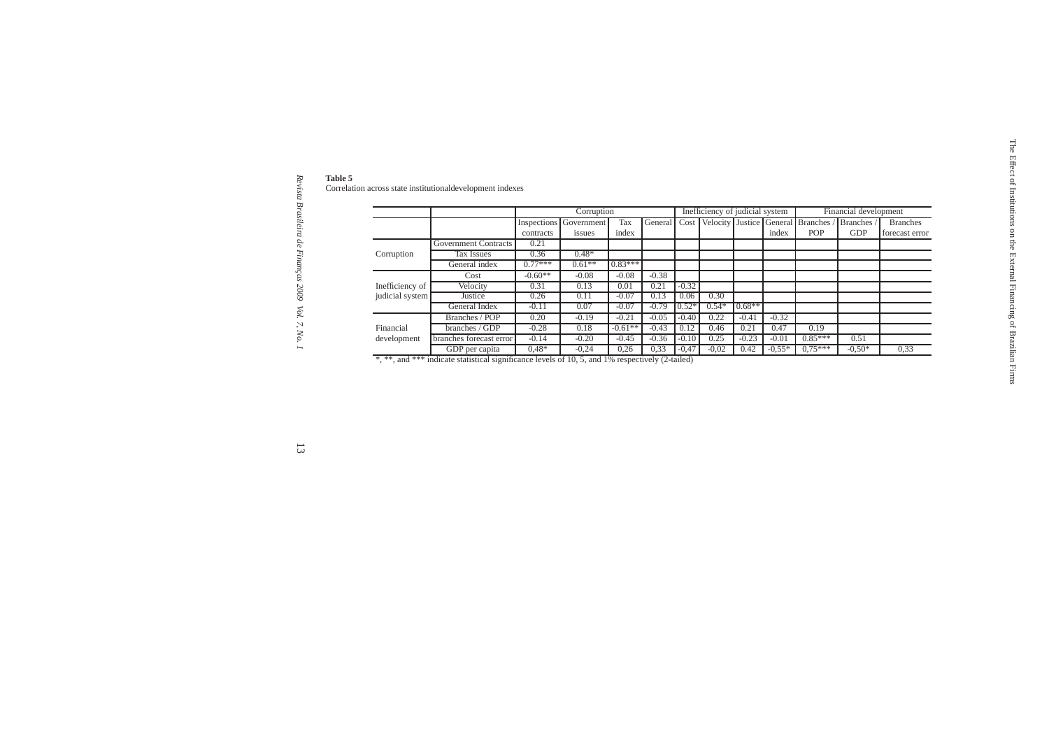**Table 5**
Correlation across state institutionaldevelopment indexes

| | | Corruption | | | | Inefficiency of judicial system | | | | Financial development | | |
|---|---|---|---|---|---|---|---|---|---|---|---|---|
| | | Inspections contracts | Government issues | Tax index | General | Cost | Velocity | Justice | General index | Branches / POP | Branches / GDP | Branches forecast error |
| Corruption | Government Contracts | 0.21 | | | | | | | | | | |
| | Tax Issues | 0.36 | 0.48* | | | | | | | | | |
| | General index | 0.77*** | 0.61** | 0.83*** | | | | | | | | |
| Inefficiency of judicial system | Cost | -0.60** | -0.08 | -0.08 | -0.38 | | | | | | | |
| | Velocity | 0.31 | 0.13 | 0.01 | 0.21 | -0.32 | | | | | | |
| | Justice | 0.26 | 0.11 | -0.07 | 0.13 | 0.06 | 0.30 | | | | | |
| | General Index | -0.11 | 0.07 | -0.07 | -0.79 | 0.52* | 0.54* | 0.68** | | | | |
| Financial development | Branches / POP | 0.20 | -0.19 | -0.21 | -0.05 | -0.40 | 0.22 | -0.41 | -0.32 | | | |
| | branches / GDP | -0.28 | 0.18 | -0.61** | -0.43 | 0.12 | 0.46 | 0.21 | 0.47 | 0.19 | | |
| | branches forecast error | -0.14 | -0.20 | -0.45 | -0.36 | -0.10 | 0.25 | -0.23 | -0.01 | 0.85*** | 0.51 | |
| | GDP per capita | 0,48* | -0,24 | 0,26 | 0,33 | -0,47 | -0,02 | 0.42 | -0,55* | 0,75*** | -0,50* | 0,33 |

*, **, and *** indicate statistical significance levels of 10, 5, and 1% respectively (2-tailed)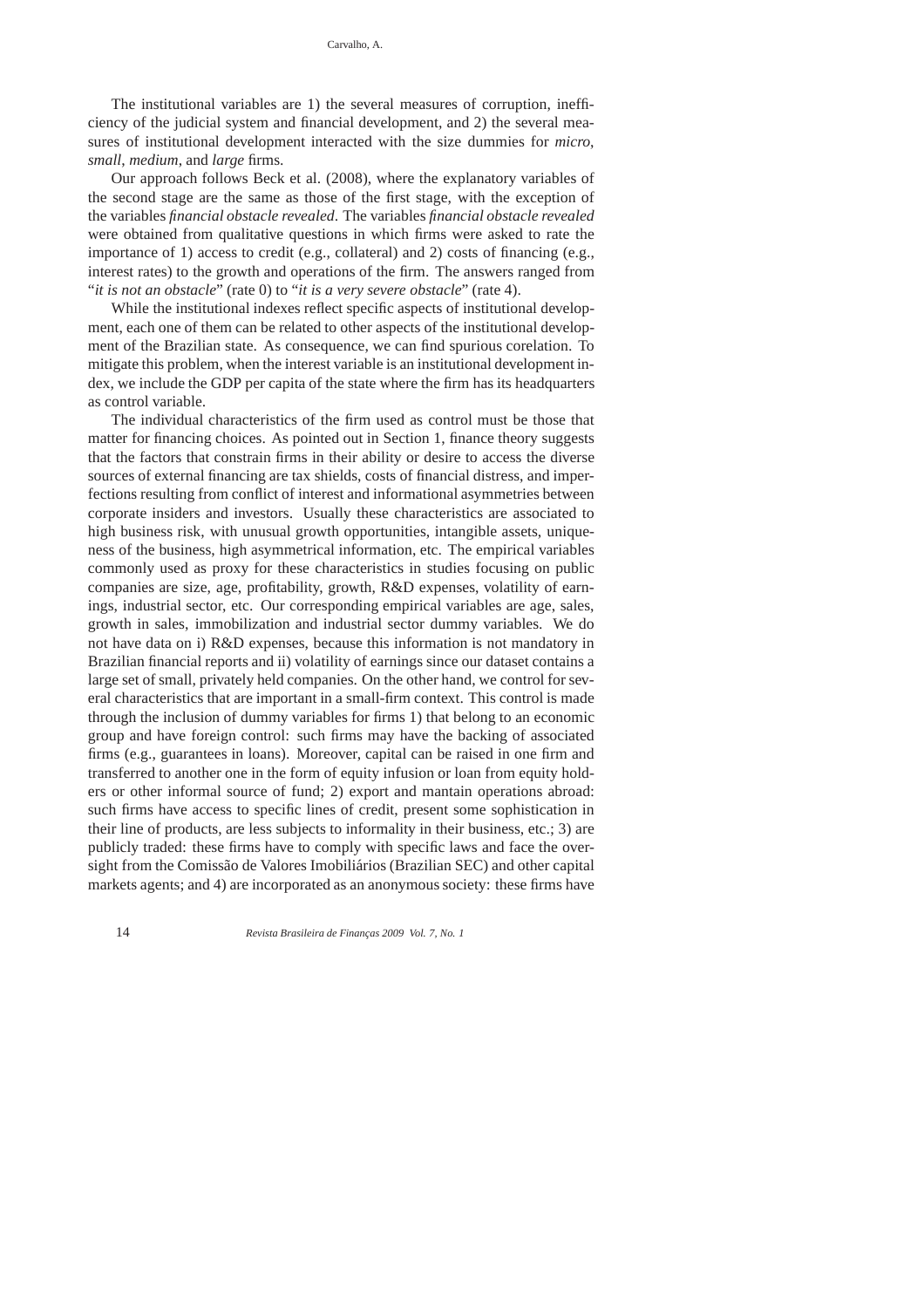The institutional variables are 1) the several measures of corruption, inefficiency of the judicial system and financial development, and 2) the several measures of institutional development interacted with the size dummies for *micro*, *small*, *medium*, and *large* firms.

Our approach follows Beck et al. (2008), where the explanatory variables of the second stage are the same as those of the first stage, with the exception of the variables *financial obstacle revealed*. The variables *financial obstacle revealed* were obtained from qualitative questions in which firms were asked to rate the importance of 1) access to credit (e.g., collateral) and 2) costs of financing (e.g., interest rates) to the growth and operations of the firm. The answers ranged from "*it is not an obstacle*" (rate 0) to "*it is a very severe obstacle*" (rate 4).

While the institutional indexes reflect specific aspects of institutional development, each one of them can be related to other aspects of the institutional development of the Brazilian state. As consequence, we can find spurious corelation. To mitigate this problem, when the interest variable is an institutional development index, we include the GDP per capita of the state where the firm has its headquarters as control variable.

The individual characteristics of the firm used as control must be those that matter for financing choices. As pointed out in Section 1, finance theory suggests that the factors that constrain firms in their ability or desire to access the diverse sources of external financing are tax shields, costs of financial distress, and imperfections resulting from conflict of interest and informational asymmetries between corporate insiders and investors. Usually these characteristics are associated to high business risk, with unusual growth opportunities, intangible assets, uniqueness of the business, high asymmetrical information, etc. The empirical variables commonly used as proxy for these characteristics in studies focusing on public companies are size, age, profitability, growth, R&D expenses, volatility of earnings, industrial sector, etc. Our corresponding empirical variables are age, sales, growth in sales, immobilization and industrial sector dummy variables. We do not have data on i) R&D expenses, because this information is not mandatory in Brazilian financial reports and ii) volatility of earnings since our dataset contains a large set of small, privately held companies. On the other hand, we control for several characteristics that are important in a small-firm context. This control is made through the inclusion of dummy variables for firms 1) that belong to an economic group and have foreign control: such firms may have the backing of associated firms (e.g., guarantees in loans). Moreover, capital can be raised in one firm and transferred to another one in the form of equity infusion or loan from equity holders or other informal source of fund; 2) export and mantain operations abroad: such firms have access to specific lines of credit, present some sophistication in their line of products, are less subjects to informality in their business, etc.; 3) are publicly traded: these firms have to comply with specific laws and face the oversight from the Comissão de Valores Imobiliários (Brazilian SEC) and other capital markets agents; and 4) are incorporated as an anonymous society: these firms have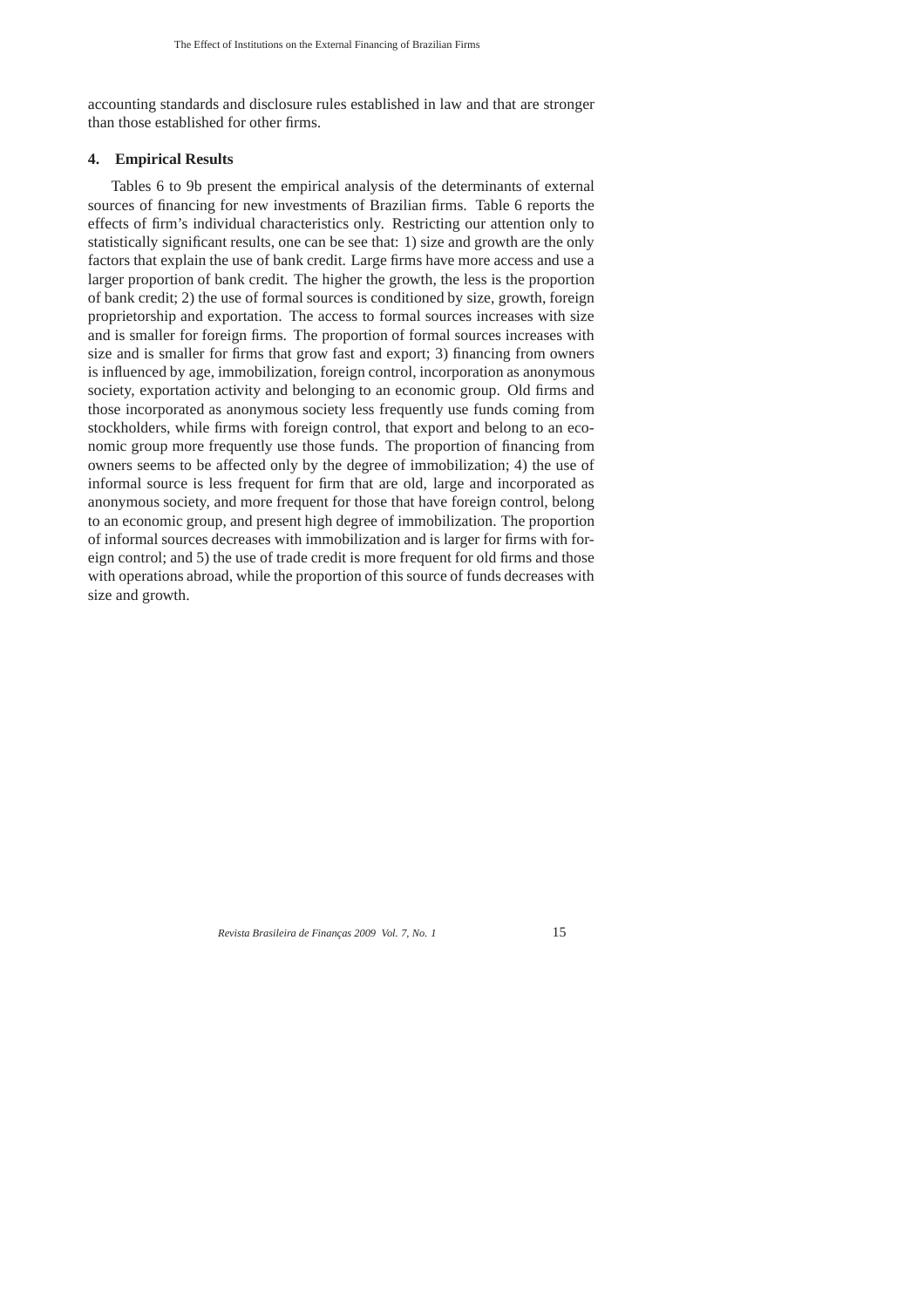accounting standards and disclosure rules established in law and that are stronger than those established for other firms.

## 4. Empirical Results

Tables 6 to 9b present the empirical analysis of the determinants of external sources of financing for new investments of Brazilian firms. Table 6 reports the effects of firm's individual characteristics only. Restricting our attention only to statistically significant results, one can be see that: 1) size and growth are the only factors that explain the use of bank credit. Large firms have more access and use a larger proportion of bank credit. The higher the growth, the less is the proportion of bank credit; 2) the use of formal sources is conditioned by size, growth, foreign proprietorship and exportation. The access to formal sources increases with size and is smaller for foreign firms. The proportion of formal sources increases with size and is smaller for firms that grow fast and export; 3) financing from owners is influenced by age, immobilization, foreign control, incorporation as anonymous society, exportation activity and belonging to an economic group. Old firms and those incorporated as anonymous society less frequently use funds coming from stockholders, while firms with foreign control, that export and belong to an economic group more frequently use those funds. The proportion of financing from owners seems to be affected only by the degree of immobilization; 4) the use of informal source is less frequent for firm that are old, large and incorporated as anonymous society, and more frequent for those that have foreign control, belong to an economic group, and present high degree of immobilization. The proportion of informal sources decreases with immobilization and is larger for firms with foreign control; and 5) the use of trade credit is more frequent for old firms and those with operations abroad, while the proportion of this source of funds decreases with size and growth.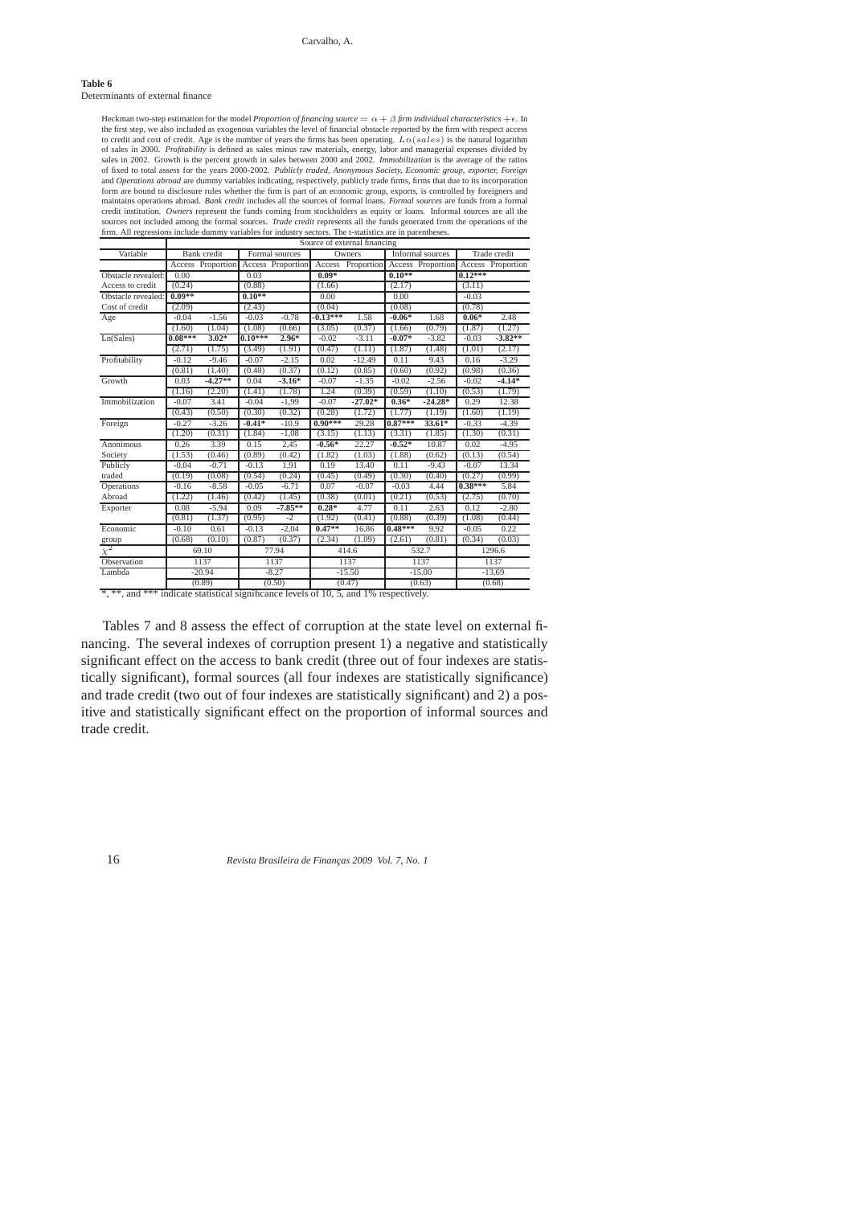**Table 6**
Determinants of external finance

Heckman two-step estimation for the model *Proportion of financing source* $= \alpha + \beta$ *firm individual characteristics* $+\epsilon$. In the first step, we also included as exogenous variables the level of financial obstacle reported by the firm with respect access to credit and cost of credit. Age is the number of years the firms has been operating. $Ln(sales)$ is the natural logarithm of sales in 2000. *Profitability* is defined as sales minus raw materials, energy, labor and managerial expenses divided by sales in 2002. Growth is the percent growth in sales between 2000 and 2002. *Immobilization* is the average of the ratios of fixed to total assess for the years 2000-2002. *Publicly traded, Anonymous Society, Economic group, exporter, Foreign* and *Operations abroad* are dummy variables indicating, respectively, publicly trade firms, firms that due to its incorporation form are bound to disclosure rules whether the firm is part of an economic group, exports, is controlled by foreigners and maintains operations abroad. *Bank credit* includes all the sources of formal loans. *Formal sources* are funds from a formal credit institution. *Owners* represent the funds coming from stockholders as equity or loans. Informal sources are all the sources not included among the formal sources. *Trade credit* represents all the funds generated from the operations of the firm. All regressions include dummy variables for industry sectors. The t-statistics are in parentheses.

| Variable | Source of external financing | | | | | | | | | |
|---|---|---|---|---|---|---|---|---|---|---|
| | Bank credit | | Formal sources | | Owners | | Informal sources | | Trade credit | |
| | Access | Proportion | Access | Proportion | Access | Proportion | Access | Proportion | Access | Proportion |
| Obstacle revealed: | 0.00 | | 0.03 | | **0.09*** | | **0.10**** | | **0.12***** | |
| Access to credit | (0.24) | | (0.88) | | (1.66) | | (2.17) | | (3.11) | |
| Obstacle revealed: | **0.09**** | | **0.10**** | | 0.00 | | 0.00 | | -0.03 | |
| Cost of credit | (2.09) | | (2.43) | | (0.04) | | (0.08) | | (0.78) | |
| Age | -0.04 | -1.56 | -0.03 | -0.78 | **-0.13***** | 1.58 | **-0.06*** | 1.68 | **0.06*** | 2.48 |
| | (1.60) | (1.04) | (1.08) | (0.66) | (3.05) | (0.37) | (1.66) | (0.79) | (1.87) | (1.27) |
| Ln(Sales) | **0.08***** | **3.02*** | **0.10***** | **2.96*** | -0.02 | -3.11 | **-0.07*** | -3.82 | -0.03 | **-3.82**** |
| | (2.71) | (1.75) | (3.49) | (1.91) | (0.47) | (1.11) | (1.87) | (1.48) | (1.01) | (2.17) |
| Profitability | -0.12 | -9.46 | -0.07 | -2.15 | 0.02 | -12.49 | 0.11 | 9.43 | 0.16 | -3.29 |
| | (0.81) | (1.40) | (0.48) | (0.37) | (0.12) | (0.85) | (0.60) | (0.92) | (0.98) | (0.36) |
| Growth | 0.03 | **-4.27**** | 0.04 | **-3.16*** | -0.07 | -1.35 | -0.02 | -2.56 | -0.02 | **-4.14*** |
| | (1.16) | (2.20) | (1.41) | (1.78) | (1.24) | (0.39) | (0.59) | (1.10) | (0.53) | (1.79) |
| Immobilization | -0.07 | 3.41 | -0.04 | -1,99 | -0.07 | **-27.02*** | **0.36*** | **-24.28*** | 0.29 | 12.38 |
| | (0.43) | (0.50) | (0.30) | (0.32) | (0.28) | (1.72) | (1.77) | (1.19) | (1.60) | (1.19) |
| Foreign | -0.27 | -3.26 | **-0.41*** | -10.9 | **0.90***** | 29.28 | **0.87***** | **33.61*** | -0.33 | -4.39 |
| | (1.20) | (0.31) | (1.84) | -1,08 | (3.15) | (1.13) | (3.31) | (1.85) | (1.30) | (0.31) |
| Anonimous Society | 0.26 | 3.39 | 0.15 | 2,45 | **-0.56*** | 22.27 | **-0.52*** | 10.87 | 0.02 | -4.95 |
| | (1.53) | (0.46) | (0.89) | (0.42) | (1.82) | (1.03) | (1.88) | (0.62) | (0.13) | (0.54) |
| Publicly traded | -0.04 | -0.71 | -0.13 | 1,91 | 0.19 | 13.40 | 0.11 | -9.43 | -0.07 | 13.34 |
| | (0.19) | (0.08) | (0.54) | (0.24) | (0.45) | (0.49) | (0.30) | (0.40) | (0.27) | (0.99) |
| Operations Abroad | -0.16 | -8.58 | -0.05 | -6.71 | 0.07 | -0.07 | -0.03 | 4.44 | **0.38***** | 5.84 |
| | (1.22) | (1.46) | (0.42) | (1.45) | (0.38) | (0.01) | (0.21) | (0.53) | (2.75) | (0.70) |
| Exporter | 0.08 | -5.94 | 0.09 | **-7.85**** | **0.28*** | 4.77 | 0.11 | 2.63 | 0.12 | -2.80 |
| | (0.81) | (1.37) | (0.95) | -2 | (1.92) | (0.41) | (0.88) | (0.39) | (1.08) | (0.44) |
| Economic group | -0.10 | 0.61 | -0.13 | -2,04 | **0.47**** | 16.86 | **0.48***** | 9.92 | -0.05 | 0.22 |
| | (0.68) | (0.10) | (0.87) | (0.37) | (2.34) | (1.09) | (2.61) | (0.81) | (0.34) | (0.03) |
| $\chi^2$ | 69.10 | | 77.94 | | 414.6 | | 532.7 | | 1296.6 | |
| Observation | 1137 | | 1137 | | 1137 | | 1137 | | 1137 | |
| Lambda | -20.94 | | -8.27 | | -15.50 | | -15.00 | | -13.69 | |
| | (0.89) | | (0.50) | | (0.47) | | (0.63) | | (0.68) | |

*, **, and *** indicate statistical significance levels of 10, 5, and 1% respectively.

Tables 7 and 8 assess the effect of corruption at the state level on external financing. The several indexes of corruption present 1) a negative and statistically significant effect on the access to bank credit (three out of four indexes are statistically significant), formal sources (all four indexes are statistically significance) and trade credit (two out of four indexes are statistically significant) and 2) a positive and statistically significant effect on the proportion of informal sources and trade credit.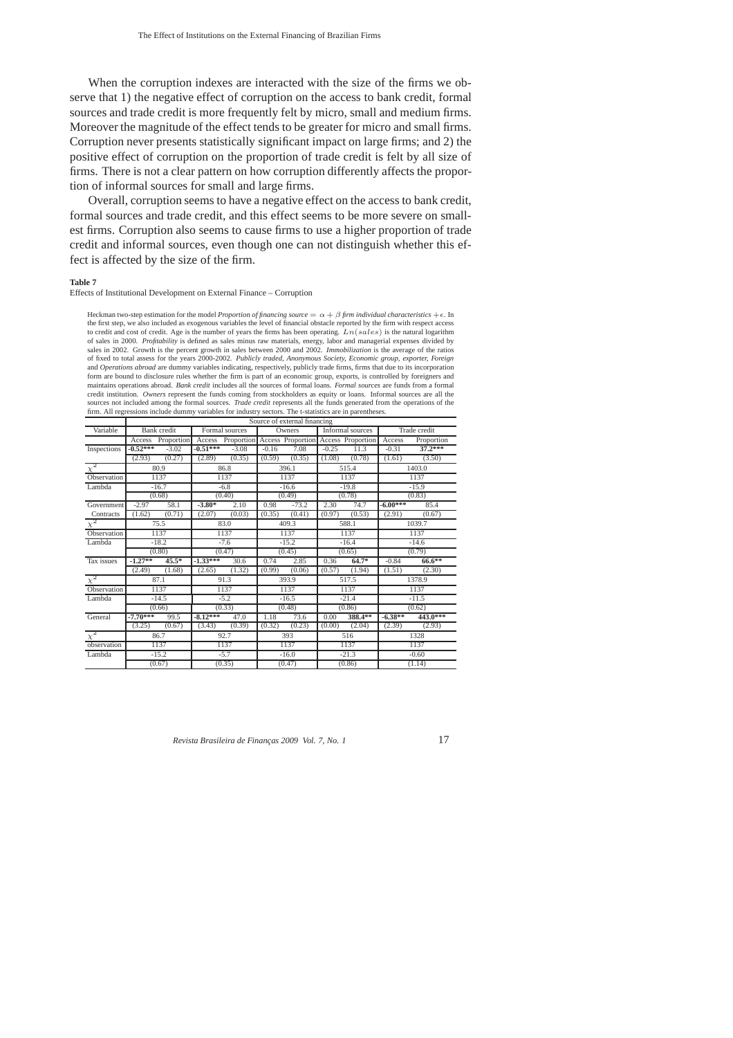When the corruption indexes are interacted with the size of the firms we observe that 1) the negative effect of corruption on the access to bank credit, formal sources and trade credit is more frequently felt by micro, small and medium firms. Moreover the magnitude of the effect tends to be greater for micro and small firms. Corruption never presents statistically significant impact on large firms; and 2) the positive effect of corruption on the proportion of trade credit is felt by all size of firms. There is not a clear pattern on how corruption differently affects the proportion of informal sources for small and large firms.

Overall, corruption seems to have a negative effect on the access to bank credit, formal sources and trade credit, and this effect seems to be more severe on smallest firms. Corruption also seems to cause firms to use a higher proportion of trade credit and informal sources, even though one can not distinguish whether this effect is affected by the size of the firm.

**Table 7**

Effects of Institutional Development on External Finance – Corruption

Heckman two-step estimation for the model *Proportion of financing source* $= \alpha + \beta$ *firm individual characteristics* $+ \epsilon$. In the first step, we also included as exogenous variables the level of financial obstacle reported by the firm with respect access to credit and cost of credit. Age is the number of years the firms has been operating. $Ln(sales)$ is the natural logarithm of sales in 2000. *Profitability* is defined as sales minus raw materials, energy, labor and managerial expenses divided by sales in 2002. Growth is the percent growth in sales between 2000 and 2002. *Immobilization* is the average of the ratios of fixed to total assess for the years 2000-2002. *Publicly traded, Anonymous Society, Economic group, exporter, Foreign* and *Operations abroad* are dummy variables indicating, respectively, publicly trade firms, firms that due to its incorporation form are bound to disclosure rules whether the firm is part of an economic group, exports, is controlled by foreigners and maintains operations abroad. *Bank credit* includes all the sources of formal loans. *Formal sources* are funds from a formal credit institution. *Owners* represent the funds coming from stockholders as equity or loans. Informal sources are all the sources not included among the formal sources. *Trade credit* represents all the funds generated from the operations of the firm. All regressions include dummy variables for industry sectors. The t-statistics are in parentheses.

| | Source of external financing | | | | | | | | | |
|---|---|---|---|---|---|---|---|---|---|---|
| Variable | Bank credit | | Formal sources | | Owners | | Informal sources | | Trade credit | |
| | Access | Proportion | Access | Proportion | Access | Proportion | Access | Proportion | Access | Proportion |
| Inspections | **-0.52\*\*\*** | -3.02 | **-0.51\*\*\*** | -3.08 | -0.16 | 7.08 | -0.25 | 11.3 | -0.31 | **37.2\*\*\*** |
| | (2.93) | (0.27) | (2.89) | (0.35) | (0.59) | (0.35) | (1.08) | (0.78) | (1.61) | (3.50) |
| $\chi^2$ | 80.9 | | 86.8 | | 396.1 | | 515.4 | | 1403.0 | |
| Observation | 1137 | | 1137 | | 1137 | | 1137 | | 1137 | |
| Lambda | -16.7 | | -6.8 | | -16.6 | | -19.8 | | -15.9 | |
| | (0.68) | | (0.40) | | (0.49) | | (0.78) | | (0.83) | |
| Government Contracts | -2.97 | 58.1 | **-3.80\*** | 2.10 | 0.98 | -73.2 | 2.30 | 74.7 | **-6.00\*\*\*** | 85.4 |
| | (1.62) | (0.71) | (2.07) | (0.03) | (0.35) | (0.41) | (0.97) | (0.53) | (2.91) | (0.67) |
| $\chi^2$ | 75.5 | | 83.0 | | 409.3 | | 588.1 | | 1039.7 | |
| Observation | 1137 | | 1137 | | 1137 | | 1137 | | 1137 | |
| Lambda | -18.2 | | -7.6 | | -15.2 | | -16.4 | | -14.6 | |
| | (0.80) | | (0.47) | | (0.45) | | (0.65) | | (0.79) | |
| Tax issues | **-1.27\*\*** | **45.5\*** | **-1.33\*\*\*** | 30.6 | 0.74 | 2.85 | 0.36 | **64.7\*** | -0.84 | **66.6\*\*** |
| | (2.49) | (1.68) | (2.65) | (1.32) | (0.99) | (0.06) | (0.57) | (1.94) | (1.51) | (2.30) |
| $\chi^2$ | 87.1 | | 91.3 | | 393.9 | | 517.5 | | 1378.9 | |
| Observation | 1137 | | 1137 | | 1137 | | 1137 | | 1137 | |
| Lambda | -14.5 | | -5.2 | | -16.5 | | -21.4 | | -11.5 | |
| | (0.66) | | (0.33) | | (0.48) | | (0.86) | | (0.62) | |
| General | **-7.70\*\*\*** | 99.5 | **-8.12\*\*\*** | 47.0 | 1.18 | 73.6 | 0.00 | **388.4\*\*** | **-6.38\*\*** | **443.0\*\*\*** |
| | (3.25) | (0.67) | (3.43) | (0.39) | (0.32) | (0.23) | (0.00) | (2.04) | (2.39) | (2.93) |
| $\chi^2$ | 86.7 | | 92.7 | | 393 | | 516 | | 1328 | |
| observation | 1137 | | 1137 | | 1137 | | 1137 | | 1137 | |
| Lambda | -15.2 | | -5.7 | | -16.0 | | -21.3 | | -0.60 | |
| | (0.67) | | (0.35) | | (0.47) | | (0.86) | | (1.14) | |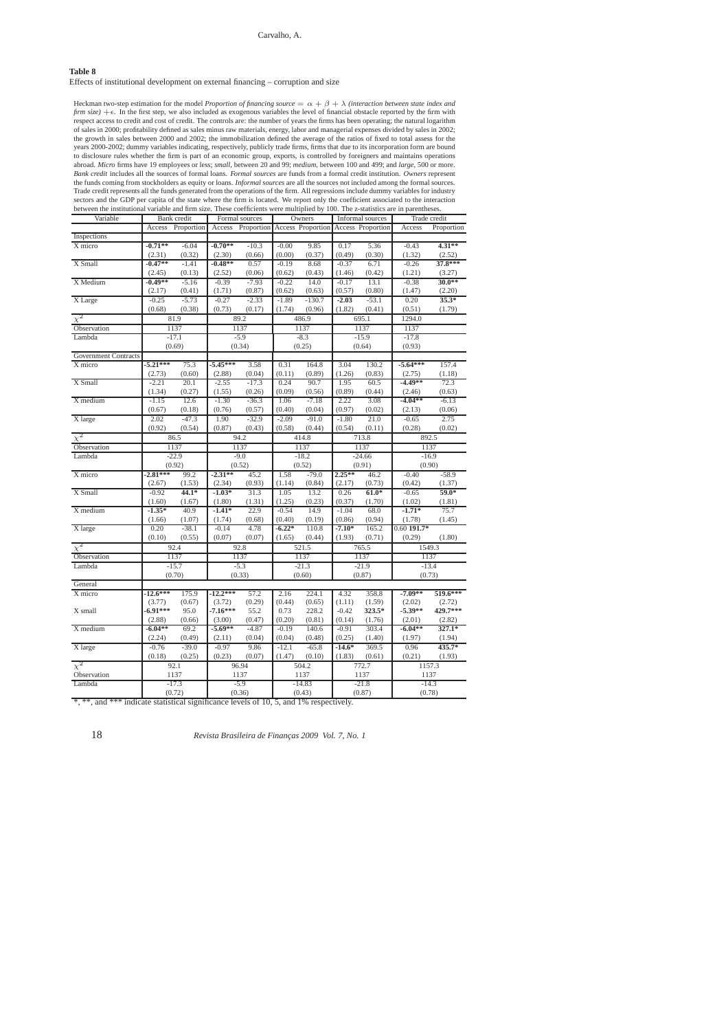**Table 8**

Effects of institutional development on external financing – corruption and size

Heckman two-step estimation for the model *Proportion of financing source* $= \alpha + \beta + \lambda$ *(interaction between state index and firm size)* $+\epsilon$. In the first step, we also included as exogenous variables the level of financial obstacle reported by the firm with respect access to credit and cost of credit. The controls are: the number of years the firms has been operating; the natural logarithm of sales in 2000; profitability defined as sales minus raw materials, energy, labor and managerial expenses divided by sales in 2002; the growth in sales between 2000 and 2002; the immobilization defined the average of the ratios of fixed to total assess for the years 2000-2002; dummy variables indicating, respectively, publicly trade firms, firms that due to its incorporation form are bound to disclosure rules whether the firm is part of an economic group, exports, is controlled by foreigners and maintains operations abroad. *Micro* firms have 19 employees or less; *small*, between 20 and 99; *medium*, between 100 and 499; and *large*, 500 or more. *Bank credit* includes all the sources of formal loans. *Formal sources* are funds from a formal credit institution. *Owners* represent the funds coming from stockholders as equity or loans. *Informal sources* are all the sources not included among the formal sources. Trade credit represents all the funds generated from the operations of the firm. All regressions include dummy variables for industry sectors and the GDP per capita of the state where the firm is located. We report only the coefficient associated to the interaction between the institutional variable and firm size. These coefficients were multiplied by 100. The z-statistics are in parentheses.

| Variable | Bank credit | | Formal sources | | Owners | | Informal sources | | Trade credit | |
|---|---|---|---|---|---|---|---|---|---|---|
| | Access | Proportion | Access | Proportion | Access | Proportion | Access | Proportion | Access | Proportion |
| Inspections | | | | | | | | | | |
| X micro | **-0.71\*\*** | -6.04 | **-0.70\*\*** | -10.3 | -0.00 | 9.85 | 0.17 | 5.36 | -0.43 | **4.31\*\*** |
| | (2.31) | (0.32) | (2.30) | (0.66) | (0.00) | (0.37) | (0.49) | (0.30) | (1.32) | (2.52) |
| X Small | **-0.47\*\*** | -1.41 | **-0.48\*\*** | 0.57 | -0.19 | 8.68 | -0.37 | 6.71 | -0.26 | **37.8\*\*\*** |
| | (2.45) | (0.13) | (2.52) | (0.06) | (0.62) | (0.43) | (1.46) | (0.42) | (1.21) | (3.27) |
| X Medium | **-0.49\*\*** | -5.16 | -0.39 | -7.93 | -0.22 | 14.0 | -0.17 | 13.1 | -0.38 | **30.0\*\*** |
| | (2.17) | (0.41) | (1.71) | (0.87) | (0.62) | (0.63) | (0.57) | (0.80) | (1.47) | (2.20) |
| X Large | -0.25 | -5.73 | -0.27 | -2.33 | -1.89 | -130.7 | **-2.03** | -53.1 | 0.20 | **35.3\*** |
| | (0.68) | (0.38) | (0.73) | (0.17) | (1.74) | (0.96) | (1.82) | (0.41) | (0.51) | (1.79) |
| $\chi^2$ | 81.9 | | 89.2 | | 486.9 | | 695.1 | | 1294.0 | |
| Observation | 1137 | | 1137 | | 1137 | | 1137 | | 1137 | |
| Lambda | -17.1 | | -5.9 | | -8.3 | | -15.9 | | -17.8 | |
| | (0.69) | | (0.34) | | (0.25) | | (0.64) | | (0.93) | |
| Government Contracts | | | | | | | | | | |
| X micro | **-5.21\*\*\*** | 75.3 | **-5.45\*\*\*** | 3.58 | 0.31 | 164.8 | 3.04 | 130.2 | **-5.64\*\*\*** | 157.4 |
| | (2.73) | (0.60) | (2.88) | (0.04) | (0.11) | (0.89) | (1.26) | (0.83) | (2.75) | (1.18) |
| X Small | -2.21 | 20.1 | -2.55 | -17.3 | 0.24 | 90.7 | 1.95 | 60.5 | **-4.49\*\*** | 72.3 |
| | (1.34) | (0.27) | (1.55) | (0.26) | (0.09) | (0.56) | (0.89) | (0.44) | (2.46) | (0.63) |
| X medium | -1.15 | 12.6 | -1.30 | -36.3 | 1.06 | -7.18 | 2.22 | 3.08 | **-4.04\*\*** | -6.13 |
| | (0.67) | (0.18) | (0.76) | (0.57) | (0.40) | (0.04) | (0.97) | (0.02) | (2.13) | (0.06) |
| X large | 2.02 | -47.3 | 1.90 | -32.9 | -2.09 | -91.0 | -1.80 | 21.0 | -0.65 | 2.75 |
| | (0.92) | (0.54) | (0.87) | (0.43) | (0.58) | (0.44) | (0.54) | (0.11) | (0.28) | (0.02) |
| $\chi^2$ | 86.5 | | 94.2 | | 414.8 | | 713.8 | | 892.5 | |
| Observation | 1137 | | 1137 | | 1137 | | 1137 | | 1137 | |
| Lambda | -22.9 | | -9.0 | | -18.2 | | -24.66 | | -16.9 | |
| | (0.92) | | (0.52) | | (0.52) | | (0.91) | | (0.90) | |
| X micro | **-2.81\*\*\*** | 99.2 | **-2.31\*\*** | 45.2 | 1.58 | -79.0 | **2.25\*\*** | 46.2 | -0.40 | -58.9 |
| | (2.67) | (1.53) | (2.34) | (0.93) | (1.14) | (0.84) | (2.17) | (0.73) | (0.42) | (1.37) |
| X Small | -0.92 | **44.1\*** | **-1.03\*** | 31.3 | 1.05 | 13.2 | 0.26 | **61.0\*** | -0.65 | **59.0\*** |
| | (1.60) | (1.67) | (1.80) | (1.31) | (1.25) | (0.23) | (0.37) | (1.70) | (1.02) | (1.81) |
| X medium | **-1.35\*** | 40.9 | **-1.41\*** | 22.9 | -0.54 | 14.9 | -1.04 | 68.0 | **-1.71\*** | 75.7 |
| | (1.66) | (1.07) | (1.74) | (0.68) | (0.40) | (0.19) | (0.86) | (0.94) | (1.78) | (1.45) |
| X large | 0.20 | -38.1 | -0.14 | 4.78 | **-6.22\*** | 110.8 | **-7.10\*** | 165.2 | 0.60 | **191.7\*** |
| | (0.10) | (0.55) | (0.07) | (0.07) | (1.65) | (0.44) | (1.93) | (0.71) | (0.29) | (1.80) |
| $\chi^2$ | 92.4 | | 92.8 | | 521.5 | | 765.5 | | 1549.3 | |
| Observation | 1137 | | 1137 | | 1137 | | 1137 | | 1137 | |
| Lambda | -15.7 | | -5.3 | | -21.3 | | -21.9 | | -13.4 | |
| | (0.70) | | (0.33) | | (0.60) | | (0.87) | | (0.73) | |
| General | | | | | | | | | | |
| X micro | **-12.6\*\*\*** | 175.9 | **-12.2\*\*\*** | 57.2 | 2.16 | 224.1 | 4.32 | 358.8 | **-7.09\*\*** | **519.6\*\*\*** |
| | (3.77) | (0.67) | (3.72) | (0.29) | (0.44) | (0.65) | (1.11) | (1.59) | (2.02) | (2.72) |
| X small | **-6.91\*\*\*** | 95.0 | **-7.16\*\*\*** | 55.2 | 0.73 | 228.2 | -0.42 | **323.5\*** | **-5.39\*\*** | **429.7\*\*\*** |
| | (2.88) | (0.66) | (3.00) | (0.47) | (0.20) | (0.81) | (0.14) | (1.76) | (2.01) | (2.82) |
| X medium | **-6.04\*\*** | 69.2 | **-5.69\*\*** | -4.87 | -0.19 | 140.6 | -0.91 | 303.4 | **-6.04\*\*** | **327.1\*** |
| | (2.24) | (0.49) | (2.11) | (0.04) | (0.04) | (0.48) | (0.25) | (1.40) | (1.97) | (1.94) |
| X large | -0.76 | -39.0 | -0.97 | 9.86 | -12.1 | -65.8 | **-14.6\*** | 369.5 | 0.96 | **435.7\*** |
| | (0.18) | (0.25) | (0.23) | (0.07) | (1.47) | (0.10) | (1.83) | (0.61) | (0.21) | (1.93) |
| $\chi^2$ | 92.1 | | 96.94 | | 504.2 | | 772.7 | | 1157.3 | |
| Observation | 1137 | | 1137 | | 1137 | | 1137 | | 1137 | |
| Lambda | -17.3 | | -5.9 | | -14.83 | | -21.8 | | -14.3 | |
| | (0.72) | | (0.36) | | (0.43) | | (0.87) | | (0.78) | |

\*, \*\*, and \*\*\* indicate statistical significance levels of 10, 5, and 1% respectively.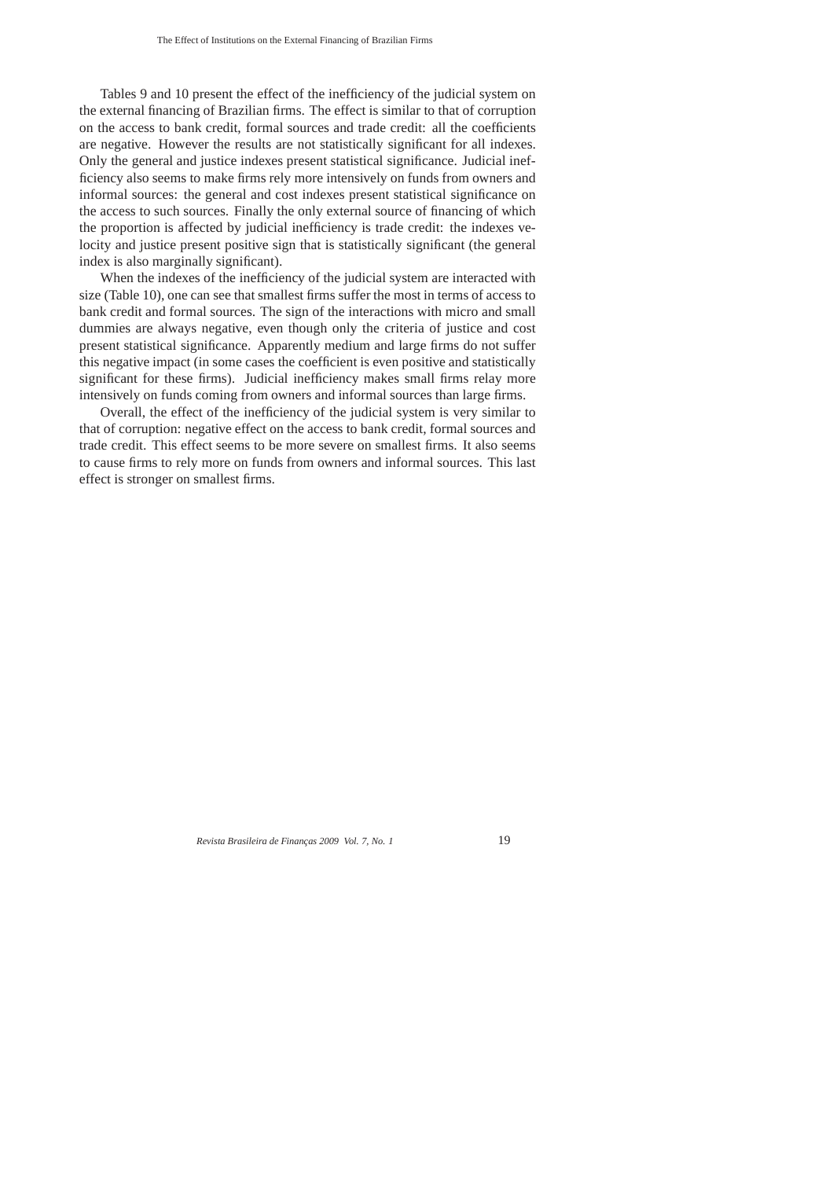Tables 9 and 10 present the effect of the inefficiency of the judicial system on the external financing of Brazilian firms. The effect is similar to that of corruption on the access to bank credit, formal sources and trade credit: all the coefficients are negative. However the results are not statistically significant for all indexes. Only the general and justice indexes present statistical significance. Judicial inefficiency also seems to make firms rely more intensively on funds from owners and informal sources: the general and cost indexes present statistical significance on the access to such sources. Finally the only external source of financing of which the proportion is affected by judicial inefficiency is trade credit: the indexes velocity and justice present positive sign that is statistically significant (the general index is also marginally significant).

When the indexes of the inefficiency of the judicial system are interacted with size (Table 10), one can see that smallest firms suffer the most in terms of access to bank credit and formal sources. The sign of the interactions with micro and small dummies are always negative, even though only the criteria of justice and cost present statistical significance. Apparently medium and large firms do not suffer this negative impact (in some cases the coefficient is even positive and statistically significant for these firms). Judicial inefficiency makes small firms relay more intensively on funds coming from owners and informal sources than large firms.

Overall, the effect of the inefficiency of the judicial system is very similar to that of corruption: negative effect on the access to bank credit, formal sources and trade credit. This effect seems to be more severe on smallest firms. It also seems to cause firms to rely more on funds from owners and informal sources. This last effect is stronger on smallest firms.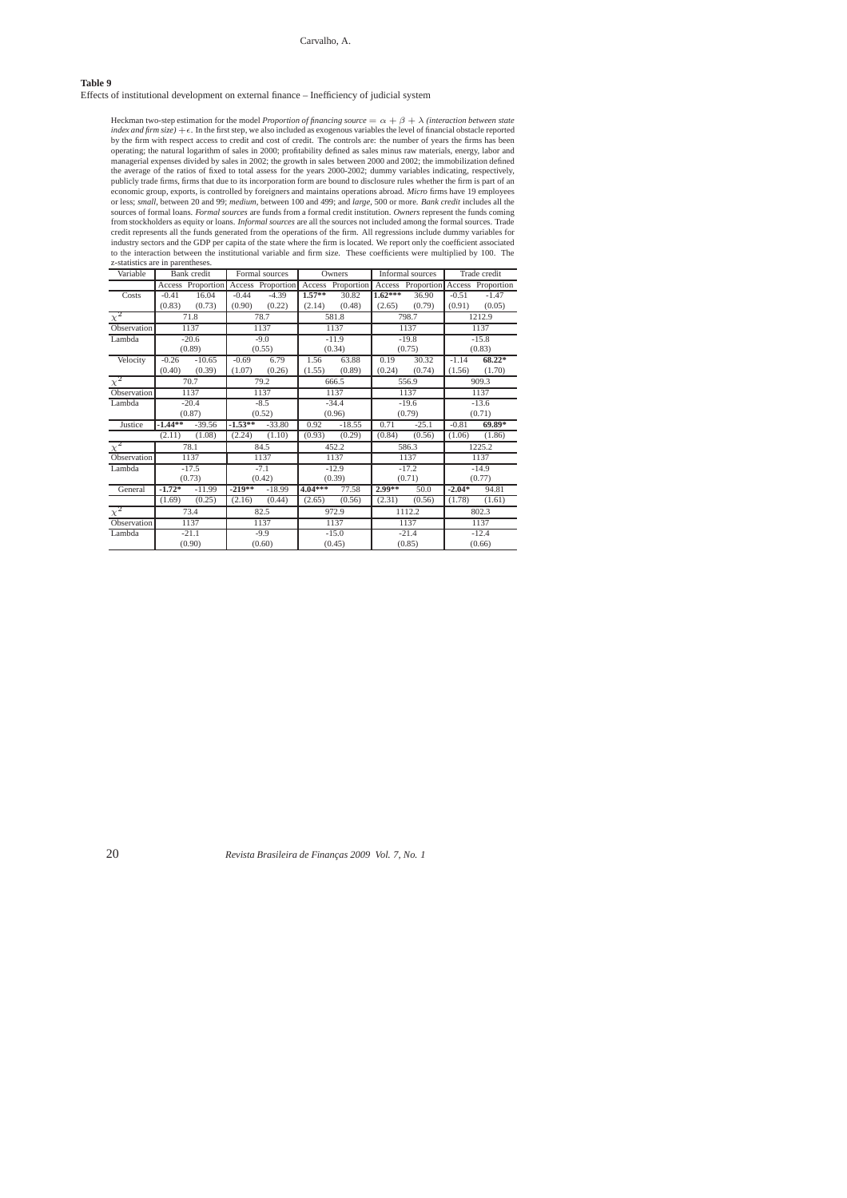**Table 9**

Effects of institutional development on external finance – Inefficiency of judicial system

Heckman two-step estimation for the model *Proportion of financing source* $= \alpha + \beta + \lambda$ *(interaction between state index and firm size)* $+\epsilon$. In the first step, we also included as exogenous variables the level of financial obstacle reported by the firm with respect access to credit and cost of credit. The controls are: the number of years the firms has been operating; the natural logarithm of sales in 2000; profitability defined as sales minus raw materials, energy, labor and managerial expenses divided by sales in 2002; the growth in sales between 2000 and 2002; the immobilization defined the average of the ratios of fixed to total assess for the years 2000-2002; dummy variables indicating, respectively, publicly trade firms, firms that due to its incorporation form are bound to disclosure rules whether the firm is part of an economic group, exports, is controlled by foreigners and maintains operations abroad. *Micro* firms have 19 employees or less; *small*, between 20 and 99; *medium*, between 100 and 499; and *large*, 500 or more. *Bank credit* includes all the sources of formal loans. *Formal sources* are funds from a formal credit institution. *Owners* represent the funds coming from stockholders as equity or loans. *Informal sources* are all the sources not included among the formal sources. Trade credit represents all the funds generated from the operations of the firm. All regressions include dummy variables for industry sectors and the GDP per capita of the state where the firm is located. We report only the coefficient associated to the interaction between the institutional variable and firm size. These coefficients were multiplied by 100. The z-statistics are in parentheses.

| Variable | Bank credit | | Formal sources | | Owners | | Informal sources | | Trade credit | |
|---|---|---|---|---|---|---|---|---|---|---|
| | Access | Proportion | Access | Proportion | Access | Proportion | Access | Proportion | Access | Proportion |
| Costs | -0.41 | 16.04 | -0.44 | -4.39 | **1.57\*\*** | 30.82 | **1.62\*\*\*** | 36.90 | -0.51 | -1.47 |
| | (0.83) | (0.73) | (0.90) | (0.22) | (2.14) | (0.48) | (2.65) | (0.79) | (0.91) | (0.05) |
| $\chi^2$ | 71.8 | | 78.7 | | 581.8 | | 798.7 | | 1212.9 | |
| Observation | 1137 | | 1137 | | 1137 | | 1137 | | 1137 | |
| Lambda | -20.6 | | -9.0 | | -11.9 | | -19.8 | | -15.8 | |
| | (0.89) | | (0.55) | | (0.34) | | (0.75) | | (0.83) | |
| Velocity | -0.26 | -10.65 | -0.69 | 6.79 | 1.56 | 63.88 | 0.19 | 30.32 | -1.14 | **68.22\*** |
| | (0.40) | (0.39) | (1.07) | (0.26) | (1.55) | (0.89) | (0.24) | (0.74) | (1.56) | (1.70) |
| $\chi^2$ | 70.7 | | 79.2 | | 666.5 | | 556.9 | | 909.3 | |
| Observation | 1137 | | 1137 | | 1137 | | 1137 | | 1137 | |
| Lambda | -20.4 | | -8.5 | | -34.4 | | -19.6 | | -13.6 | |
| | (0.87) | | (0.52) | | (0.96) | | (0.79) | | (0.71) | |
| Justice | **-1.44\*\*** | -39.56 | **-1.53\*\*** | -33.80 | 0.92 | -18.55 | 0.71 | -25.1 | -0.81 | **69.89\*** |
| | (2.11) | (1.08) | (2.24) | (1.10) | (0.93) | (0.29) | (0.84) | (0.56) | (1.06) | (1.86) |
| $\chi^2$ | 78.1 | | 84.5 | | 452.2 | | 586.3 | | 1225.2 | |
| Observation | 1137 | | 1137 | | 1137 | | 1137 | | 1137 | |
| Lambda | -17.5 | | -7.1 | | -12.9 | | -17.2 | | -14.9 | |
| | (0.73) | | (0.42) | | (0.39) | | (0.71) | | (0.77) | |
| General | **-1.72\*** | -11.99 | **-219\*\*** | -18.99 | **4.04\*\*\*** | 77.58 | **2.99\*\*** | 50.0 | **-2.04\*** | 94.81 |
| | (1.69) | (0.25) | (2.16) | (0.44) | (2.65) | (0.56) | (2.31) | (0.56) | (1.78) | (1.61) |
| $\chi^2$ | 73.4 | | 82.5 | | 972.9 | | 1112.2 | | 802.3 | |
| Observation | 1137 | | 1137 | | 1137 | | 1137 | | 1137 | |
| Lambda | -21.1 | | -9.9 | | -15.0 | | -21.4 | | -12.4 | |
| | (0.90) | | (0.60) | | (0.45) | | (0.85) | | (0.66) | |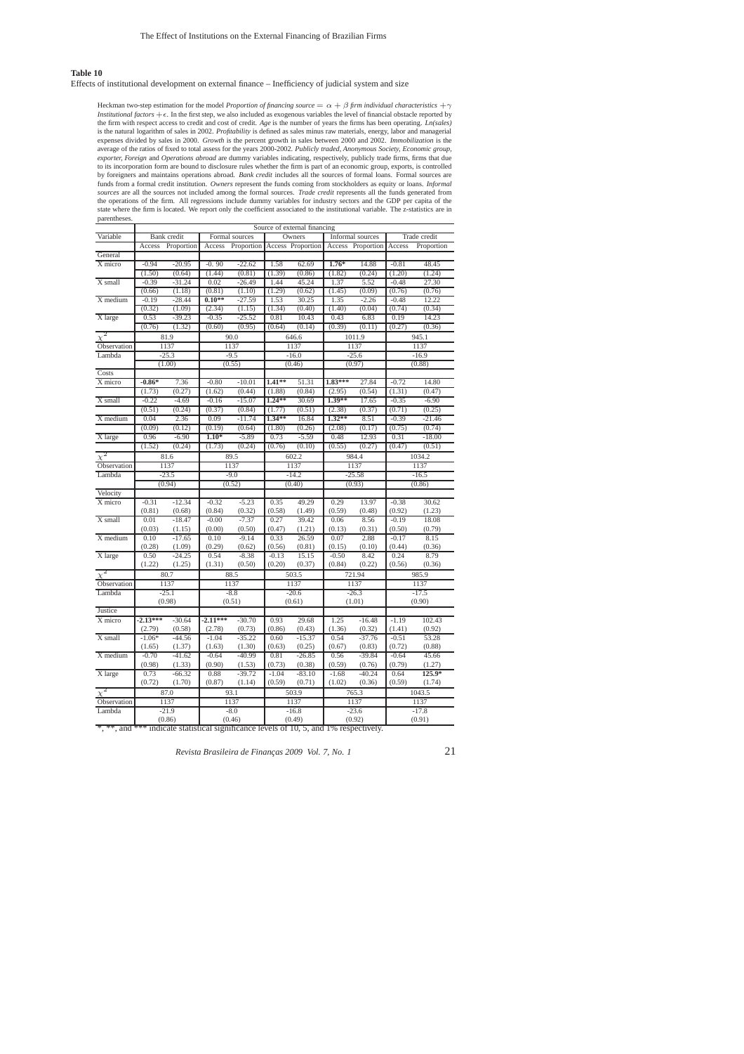**Table 10**

Effects of institutional development on external finance – Inefficiency of judicial system and size

Heckman two-step estimation for the model *Proportion of financing source* $= \alpha + \beta$ *firm individual characteristics* $+\gamma$ *Institutional factors* $+\epsilon$. In the first step, we also included as exogenous variables the level of financial obstacle reported by the firm with respect access to credit and cost of credit. *Age* is the number of years the firms has been operating. *Ln(sales)* is the natural logarithm of sales in 2002. *Profitability* is defined as sales minus raw materials, energy, labor and managerial expenses divided by sales in 2000. *Growth* is the percent growth in sales between 2000 and 2002. *Immobilization* is the average of the ratios of fixed to total assess for the years 2000-2002. *Publicly traded, Anonymous Society, Economic group, exporter, Foreign* and *Operations abroad* are dummy variables indicating, respectively, publicly trade firms, firms that due to its incorporation form are bound to disclosure rules whether the firm is part of an economic group, exports, is controlled by foreigners and maintains operations abroad. *Bank credit* includes all the sources of formal loans. Formal sources are funds from a formal credit institution. *Owners* represent the funds coming from stockholders as equity or loans. *Informal sources* are all the sources not included among the formal sources. *Trade credit* represents all the funds generated from the operations of the firm. All regressions include dummy variables for industry sectors and the GDP per capita of the state where the firm is located. We report only the coefficient associated to the institutional variable. The z-statistics are in parentheses.

| | Source of external financing | | | | | | | | | |
|---|---|---|---|---|---|---|---|---|---|---|
| Variable | Bank credit | | Formal sources | | Owners | | Informal sources | | Trade credit | |
| | Access | Proportion | Access | Proportion | Access | Proportion | Access | Proportion | Access | Proportion |
| General | | | | | | | | | | |
| X micro | -0.94 | -20.95 | -0. 90 | -22.62 | 1.58 | 62.69 | **1.76*** | 14.88 | -0.81 | 48.45 |
| | (1.50) | (0.64) | (1.44) | (0.81) | (1.39) | (0.86) | (1.82) | (0.24) | (1.20) | (1.24) |
| X small | -0.39 | -31.24 | 0.02 | -26.49 | 1.44 | 45.24 | 1.37 | 5.52 | -0.48 | 27.30 |
| | (0.66) | (1.18) | (0.81) | (1.10) | (1.29) | (0.62) | (1.45) | (0.09) | (0.76) | (0.76) |
| X medium | -0.19 | -28.44 | **0.10**** | -27.59 | 1.53 | 30.25 | 1.35 | -2.26 | -0.48 | 12.22 |
| | (0.32) | (1.09) | (2.34) | (1.15) | (1.34) | (0.40) | (1.40) | (0.04) | (0.74) | (0.34) |
| X large | 0.53 | -39.23 | -0.35 | -25.52 | 0.81 | 10.43 | 0.43 | 6.83 | 0.19 | 14.23 |
| | (0.76) | (1.32) | (0.60) | (0.95) | (0.64) | (0.14) | (0.39) | (0.11) | (0.27) | (0.36) |
| $\chi^2$ | 81.9 | | 90.0 | | 646.6 | | 1011.9 | | 945.1 | |
| Observation | 1137 | | 1137 | | 1137 | | 1137 | | 1137 | |
| Lambda | -25.3 | | -9.5 | | -16.0 | | -25.6 | | -16.9 | |
| | (1.00) | | (0.55) | | (0.46) | | (0.97) | | (0.88) | |
| Costs | | | | | | | | | | |
| X micro | **-0.86*** | 7.36 | -0.80 | -10.01 | **1.41**** | 51.31 | **1.83***** | 27.84 | -0.72 | 14.80 |
| | (1.73) | (0.27) | (1.62) | (0.44) | (1.88) | (0.84) | (2.95) | (0.54) | (1.31) | (0.47) |
| X small | -0.22 | -4.69 | -0.16 | -15.07 | **1.24**** | 30.69 | **1.39**** | 17.65 | -0.35 | -6.90 |
| | (0.51) | (0.24) | (0.37) | (0.84) | (1.77) | (0.51) | (2.38) | (0.37) | (0.71) | (0.25) |
| X medium | 0.04 | 2.36 | 0.09 | -11.74 | **1.34**** | 16.84 | **1.32**** | 8.51 | -0.39 | -21.46 |
| | (0.09) | (0.12) | (0.19) | (0.64) | (1.80) | (0.26) | (2.08) | (0.17) | (0.75) | (0.74) |
| X large | 0.96 | -6.90 | **1.10*** | -5.89 | 0.73 | -5.59 | 0.48 | 12.93 | 0.31 | -18.00 |
| | (1.52) | (0.24) | (1.73) | (0.24) | (0.76) | (0.10) | (0.55) | (0.27) | (0.47) | (0.51) |
| $\chi^2$ | 81.6 | | 89.5 | | 602.2 | | 984.4 | | 1034.2 | |
| Observation | 1137 | | 1137 | | 1137 | | 1137 | | 1137 | |
| Lambda | -23.5 | | -9.0 | | -14.2 | | -25.58 | | -16.5 | |
| | (0.94) | | (0.52) | | (0.40) | | (0.93) | | (0.86) | |
| Velocity | | | | | | | | | | |
| X micro | -0.31 | -12.34 | -0.32 | -5.23 | 0.35 | 49.29 | 0.29 | 13.97 | -0.38 | 30.62 |
| | (0.81) | (0.68) | (0.84) | (0.32) | (0.58) | (1.49) | (0.59) | (0.48) | (0.92) | (1.23) |
| X small | 0.01 | -18.47 | -0.00 | -7.37 | 0.27 | 39.42 | 0.06 | 8.56 | -0.19 | 18.08 |
| | (0.03) | (1.15) | (0.00) | (0.50) | (0.47) | (1.21) | (0.13) | (0.31) | (0.50) | (0.79) |
| X medium | 0.10 | -17.65 | 0.10 | -9.14 | 0.33 | 26.59 | 0.07 | 2.88 | -0.17 | 8.15 |
| | (0.28) | (1.09) | (0.29) | (0.62) | (0.56) | (0.81) | (0.15) | (0.10) | (0.44) | (0.36) |
| X large | 0.50 | -24.25 | 0.54 | -8.38 | -0.13 | 15.15 | -0.50 | 8.42 | 0.24 | 8.79 |
| | (1.22) | (1.25) | (1.31) | (0.50) | (0.20) | (0.37) | (0.84) | (0.22) | (0.56) | (0.36) |
| $\chi^2$ | 80.7 | | 88.5 | | 503.5 | | 721.94 | | 985.9 | |
| Observation | 1137 | | 1137 | | 1137 | | 1137 | | 1137 | |
| Lambda | -25.1 | | -8.8 | | -20.6 | | -26.3 | | -17.5 | |
| | (0.98) | | (0.51) | | (0.61) | | (1.01) | | (0.90) | |
| Justice | | | | | | | | | | |
| X micro | **-2.13***** | -30.64 | **-2.11***** | -30.70 | 0.93 | 29.68 | 1.25 | -16.48 | -1.19 | 102.43 |
| | (2.79) | (0.58) | (2.78) | (0.73) | (0.86) | (0.43) | (1.36) | (0.32) | (1.41) | (0.92) |
| X small | -1.06* | -44.56 | -1.04 | -35.22 | 0.60 | -15.37 | 0.54 | -37.76 | -0.51 | 53.28 |
| | (1.65) | (1.37) | (1.63) | (1.30) | (0.63) | (0.25) | (0.67) | (0.83) | (0.72) | (0.88) |
| X medium | -0.70 | -41.62 | -0.64 | -40.99 | 0.81 | -26.85 | 0.56 | -39.84 | -0.64 | 45.66 |
| | (0.98) | (1.33) | (0.90) | (1.53) | (0.73) | (0.38) | (0.59) | (0.76) | (0.79) | (1.27) |
| X large | 0.73 | -66.32 | 0.88 | -39.72 | -1.04 | -83.10 | -1.68 | -40.24 | 0.64 | **125.9*** |
| | (0.72) | (1.70) | (0.87) | (1.14) | (0.59) | (0.71) | (1.02) | (0.36) | (0.59) | (1.74) |
| $\chi^2$ | 87.0 | | 93.1 | | 503.9 | | 765.3 | | 1043.5 | |
| Observation | 1137 | | 1137 | | 1137 | | 1137 | | 1137 | |
| Lambda | -21.9 | | -8.0 | | -16.8 | | -23.6 | | -17.8 | |
| | (0.86) | | (0.46) | | (0.49) | | (0.92) | | (0.91) | |

*, **, and *** indicate statistical significance levels of 10, 5, and 1% respectively.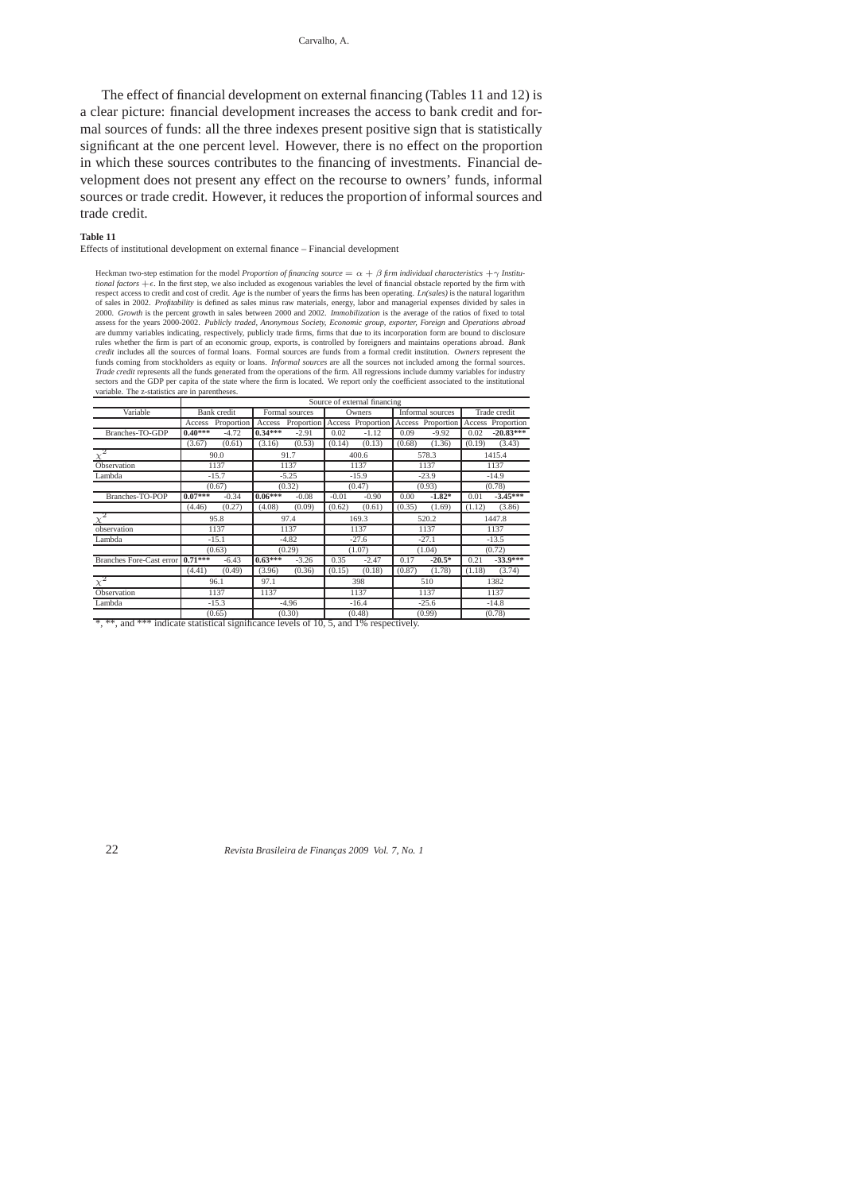The effect of financial development on external financing (Tables 11 and 12) is a clear picture: financial development increases the access to bank credit and formal sources of funds: all the three indexes present positive sign that is statistically significant at the one percent level. However, there is no effect on the proportion in which these sources contributes to the financing of investments. Financial development does not present any effect on the recourse to owners' funds, informal sources or trade credit. However, it reduces the proportion of informal sources and trade credit.

**Table 11**

Effects of institutional development on external finance – Financial development

Heckman two-step estimation for the model *Proportion of financing source* $= \alpha + \beta$ *firm individual characteristics* $+ \gamma$ *Institutional factors* $+ \epsilon$. In the first step, we also included as exogenous variables the level of financial obstacle reported by the firm with respect access to credit and cost of credit. *Age* is the number of years the firms has been operating. *Ln(sales)* is the natural logarithm of sales in 2002. *Profitability* is defined as sales minus raw materials, energy, labor and managerial expenses divided by sales in 2000. *Growth* is the percent growth in sales between 2000 and 2002. *Immobilization* is the average of the ratios of fixed to total assess for the years 2000-2002. *Publicly traded, Anonymous Society, Economic group, exporter, Foreign* and *Operations abroad* are dummy variables indicating, respectively, publicly trade firms, firms that due to its incorporation form are bound to disclosure rules whether the firm is part of an economic group, exports, is controlled by foreigners and maintains operations abroad. *Bank credit* includes all the sources of formal loans. Formal sources are funds from a formal credit institution. *Owners* represent the funds coming from stockholders as equity or loans. *Informal sources* are all the sources not included among the formal sources. *Trade credit* represents all the funds generated from the operations of the firm. All regressions include dummy variables for industry sectors and the GDP per capita of the state where the firm is located. We report only the coefficient associated to the institutional variable. The z-statistics are in parentheses.

| | Source of external financing | | | | | | | | | |
|---|---|---|---|---|---|---|---|---|---|---|
| Variable | Bank credit | | Formal sources | | Owners | | Informal sources | | Trade credit | |
| | Access | Proportion | Access | Proportion | Access | Proportion | Access | Proportion | Access | Proportion |
| Branches-TO-GDP | **0.40*** ** | -4.72 | **0.34*** ** | -2.91 | 0.02 | -1.12 | 0.09 | -9.92 | 0.02 | **-20.83*** ** |
| | (3.67) | (0.61) | (3.16) | (0.53) | (0.14) | (0.13) | (0.68) | (1.36) | (0.19) | (3.43) |
| $\chi^2$ | 90.0 | | 91.7 | | 400.6 | | 578.3 | | 1415.4 | |
| Observation | 1137 | | 1137 | | 1137 | | 1137 | | 1137 | |
| Lambda | -15.7 | | -5.25 | | -15.9 | | -23.9 | | -14.9 | |
| | (0.67) | | (0.32) | | (0.47) | | (0.93) | | (0.78) | |
| Branches-TO-POP | **0.07*** ** | -0.34 | **0.06*** ** | -0.08 | -0.01 | -0.90 | 0.00 | **-1.82*** | 0.01 | **-3.45*** ** |
| | (4.46) | (0.27) | (4.08) | (0.09) | (0.62) | (0.61) | (0.35) | (1.69) | (1.12) | (3.86) |
| $\chi^2$ | 95.8 | | 97.4 | | 169.3 | | 520.2 | | 1447.8 | |
| observation | 1137 | | 1137 | | 1137 | | 1137 | | 1137 | |
| Lambda | -15.1 | | -4.82 | | -27.6 | | -27.1 | | -13.5 | |
| | (0.63) | | (0.29) | | (1.07) | | (1.04) | | (0.72) | |
| Branches Fore-Cast error | **0.71*** ** | -6.43 | **0.63*** ** | -3.26 | 0.35 | -2.47 | 0.17 | **-20.5*** | 0.21 | **-33.9*** ** |
| | (4.41) | (0.49) | (3.96) | (0.36) | (0.15) | (0.18) | (0.87) | (1.78) | (1.18) | (3.74) |
| $\chi^2$ | 96.1 | | 97.1 | | 398 | | 510 | | 1382 | |
| Observation | 1137 | | 1137 | | 1137 | | 1137 | | 1137 | |
| Lambda | -15.3 | | -4.96 | | -16.4 | | -25.6 | | -14.8 | |
| | (0.65) | | (0.30) | | (0.48) | | (0.99) | | (0.78) | |

*, **, and *** indicate statistical significance levels of 10, 5, and 1% respectively.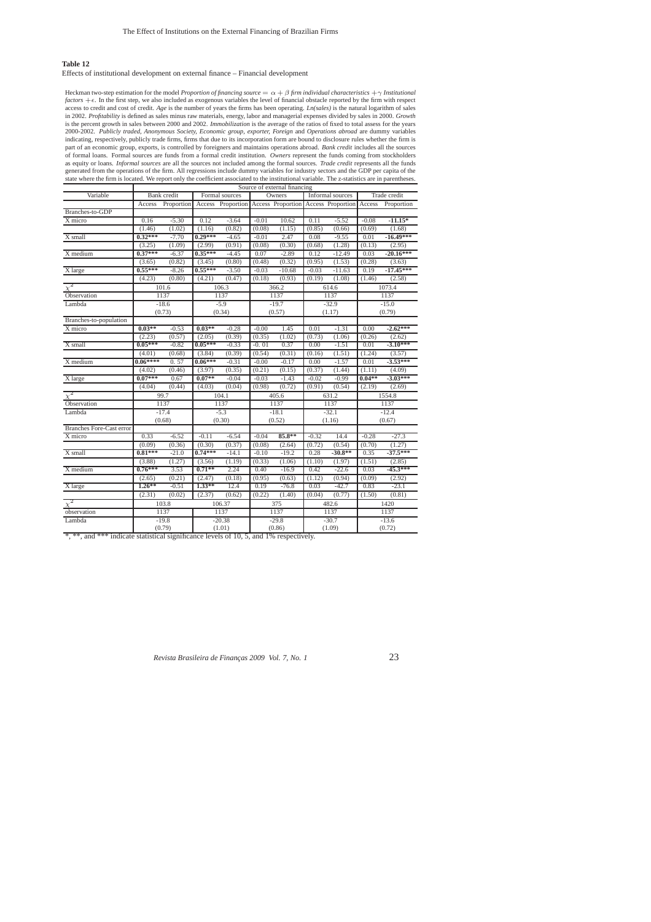**Table 12**

Effects of institutional development on external finance – Financial development

Heckman two-step estimation for the model *Proportion of financing source* $= \alpha + \beta$ *firm individual characteristics* $+ \gamma$ *Institutional factors* $+ \epsilon$. In the first step, we also included as exogenous variables the level of financial obstacle reported by the firm with respect access to credit and cost of credit. *Age* is the number of years the firms has been operating. *Ln(sales)* is the natural logarithm of sales in 2002. *Profitability* is defined as sales minus raw materials, energy, labor and managerial expenses divided by sales in 2000. *Growth* is the percent growth in sales between 2000 and 2002. *Immobilization* is the average of the ratios of fixed to total assess for the years 2000-2002. *Publicly traded, Anonymous Society, Economic group, exporter, Foreign* and *Operations abroad* are dummy variables indicating, respectively, publicly trade firms, firms that due to its incorporation form are bound to disclosure rules whether the firm is part of an economic group, exports, is controlled by foreigners and maintains operations abroad. *Bank credit* includes all the sources of formal loans. Formal sources are funds from a formal credit institution. *Owners* represent the funds coming from stockholders as equity or loans. *Informal sources* are all the sources not included among the formal sources. *Trade credit* represents all the funds generated from the operations of the firm. All regressions include dummy variables for industry sectors and the GDP per capita of the state where the firm is located. We report only the coefficient associated to the institutional variable. The z-statistics are in parentheses.

| | Source of external financing | | | | | | | | | |
|---|---|---|---|---|---|---|---|---|---|---|
| Variable | Bank credit | | Formal sources | | Owners | | Informal sources | | Trade credit | |
| | Access | Proportion | Access | Proportion | Access | Proportion | Access | Proportion | Access | Proportion |
| Branches-to-GDP | | | | | | | | | | |
| X micro | 0.16 | -5.30 | 0.12 | -3.64 | -0.01 | 10.62 | 0.11 | -5.52 | -0.08 | **-11.15*** |
| | (1.46) | (1.02) | (1.16) | (0.82) | (0.08) | (1.15) | (0.85) | (0.66) | (0.69) | (1.68) |
| X small | **0.32*** ** | -7.70 | **0.29*** ** | -4.65 | -0.01 | 2.47 | 0.08 | -9.55 | 0.01 | **-16.49*** ** |
| | (3.25) | (1.09) | (2.99) | (0.91) | (0.08) | (0.30) | (0.68) | (1.28) | (0.13) | (2.95) |
| X medium | **0.37*** ** | -6.37 | **0.35*** ** | -4.45 | 0.07 | -2.89 | 0.12 | -12.49 | 0.03 | **-20.16*** ** |
| | (3.65) | (0.82) | (3.45) | (0.80) | (0.48) | (0.32) | (0.95) | (1.53) | (0.28) | (3.63) |
| X large | **0.55*** ** | -8.26 | **0.55*** ** | -3.50 | -0.03 | -10.68 | -0.03 | -11.63 | 0.19 | **-17.45*** ** |
| | (4.23) | (0.80) | (4.21) | (0.47) | (0.18) | (0.93) | (0.19) | (1.08) | (1.46) | (2.58) |
| $\chi^2$ | 101.6 | | 106.3 | | 366.2 | | 614.6 | | 1073.4 | |
| Observation | 1137 | | 1137 | | 1137 | | 1137 | | 1137 | |
| Lambda | -18.6 | | -5.9 | | -19.7 | | -32.9 | | -15.0 | |
| | (0.73) | | (0.34) | | (0.57) | | (1.17) | | (0.79) | |
| Branches-to-population | | | | | | | | | | |
| X micro | **0.03**** | -0.53 | **0.03**** | -0.28 | -0.00 | 1.45 | 0.01 | -1.31 | 0.00 | **-2.62*** ** |
| | (2.23) | (0.57) | (2.05) | (0.39) | (0.35) | (1.02) | (0.73) | (1.06) | (0.26) | (2.62) |
| X small | **0.05*** ** | -0.82 | **0.05*** ** | -0.33 | -0. 01 | 0.37 | 0.00 | -1.51 | 0.01 | **-3.10*** ** |
| | (4.01) | (0.68) | (3.84) | (0.39) | (0.54) | (0.31) | (0.16) | (1.51) | (1.24) | (3.57) |
| X medium | **0.06****** | 0. 57 | **0.06*** ** | -0.31 | -0.00 | -0.17 | 0.00 | -1.57 | 0.01 | **-3.53*** ** |
| | (4.02) | (0.46) | (3.97) | (0.35) | (0.21) | (0.15) | (0.37) | (1.44) | (1.11) | (4.09) |
| X large | **0.07*** ** | 0.67 | **0.07**** | -0.04 | -0.03 | -1.43 | -0.02 | -0.99 | **0.04**** | **-3.03*** ** |
| | (4.04) | (0.44) | (4.03) | (0.04) | (0.98) | (0.72) | (0.91) | (0.54) | (2.19) | (2.69) |
| $\chi^2$ | 99.7 | | 104.1 | | 405.6 | | 631.2 | | 1554.8 | |
| Observation | 1137 | | 1137 | | 1137 | | 1137 | | 1137 | |
| Lambda | -17.4 | | -5.3 | | -18.1 | | -32.1 | | -12.4 | |
| | (0.68) | | (0.30) | | (0.52) | | (1.16) | | (0.67) | |
| Branches Fore-Cast error | | | | | | | | | | |
| X micro | 0.33 | -6.52 | -0.11 | -6.54 | -0.04 | **85.8**** | -0.32 | 14.4 | -0.28 | -27.3 |
| | (0.09) | (0.36) | (0.30) | (0.37) | (0.08) | (2.64) | (0.72) | (0.54) | (0.70) | (1.27) |
| X small | **0.81*** ** | -21.0 | **0.74*** ** | -14.1 | -0.10 | -19.2 | 0.28 | **-30.8**** | 0.35 | **-37.5*** ** |
| | (3.88) | (1.27) | (3.56) | (1.19) | (0.33) | (1.06) | (1.10) | (1.97) | (1.51) | (2.85) |
| X medium | **0.76*** ** | 3.53 | **0.71**** | 2.24 | 0.40 | -16.9 | 0.42 | -22.6 | 0.03 | **-45.3*** ** |
| | (2.65) | (0.21) | (2.47) | (0.18) | (0.95) | (0.63) | (1.12) | (0.94) | (0.09) | (2.92) |
| X large | **1.26**** | -0.51 | **1.33**** | 12.4 | 0.19 | -76.8 | 0.03 | -42.7 | 0.83 | -23.1 |
| | (2.31) | (0.02) | (2.37) | (0.62) | (0.22) | (1.40) | (0.04) | (0.77) | (1.50) | (0.81) |
| $\chi^2$ | 103.8 | | 106.37 | | 375 | | 482.6 | | 1420 | |
| observation | 1137 | | 1137 | | 1137 | | 1137 | | 1137 | |
| Lambda | -19.8 | | -20.38 | | -29.8 | | -30.7 | | -13.6 | |
| | (0.79) | | (1.01) | | (0.86) | | (1.09) | | (0.72) | |

*, **, and *** indicate statistical significance levels of 10, 5, and 1% respectively.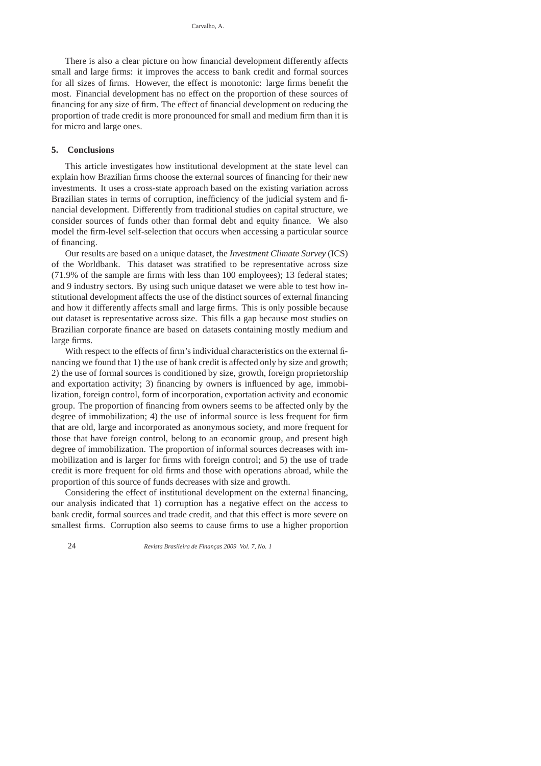There is also a clear picture on how financial development differently affects small and large firms: it improves the access to bank credit and formal sources for all sizes of firms. However, the effect is monotonic: large firms benefit the most. Financial development has no effect on the proportion of these sources of financing for any size of firm. The effect of financial development on reducing the proportion of trade credit is more pronounced for small and medium firm than it is for micro and large ones.

## 5. Conclusions

This article investigates how institutional development at the state level can explain how Brazilian firms choose the external sources of financing for their new investments. It uses a cross-state approach based on the existing variation across Brazilian states in terms of corruption, inefficiency of the judicial system and financial development. Differently from traditional studies on capital structure, we consider sources of funds other than formal debt and equity finance. We also model the firm-level self-selection that occurs when accessing a particular source of financing.

Our results are based on a unique dataset, the *Investment Climate Survey* (ICS) of the Worldbank. This dataset was stratified to be representative across size (71.9% of the sample are firms with less than 100 employees); 13 federal states; and 9 industry sectors. By using such unique dataset we were able to test how institutional development affects the use of the distinct sources of external financing and how it differently affects small and large firms. This is only possible because out dataset is representative across size. This fills a gap because most studies on Brazilian corporate finance are based on datasets containing mostly medium and large firms.

With respect to the effects of firm's individual characteristics on the external financing we found that 1) the use of bank credit is affected only by size and growth; 2) the use of formal sources is conditioned by size, growth, foreign proprietorship and exportation activity; 3) financing by owners is influenced by age, immobilization, foreign control, form of incorporation, exportation activity and economic group. The proportion of financing from owners seems to be affected only by the degree of immobilization; 4) the use of informal source is less frequent for firm that are old, large and incorporated as anonymous society, and more frequent for those that have foreign control, belong to an economic group, and present high degree of immobilization. The proportion of informal sources decreases with immobilization and is larger for firms with foreign control; and 5) the use of trade credit is more frequent for old firms and those with operations abroad, while the proportion of this source of funds decreases with size and growth.

Considering the effect of institutional development on the external financing, our analysis indicated that 1) corruption has a negative effect on the access to bank credit, formal sources and trade credit, and that this effect is more severe on smallest firms. Corruption also seems to cause firms to use a higher proportion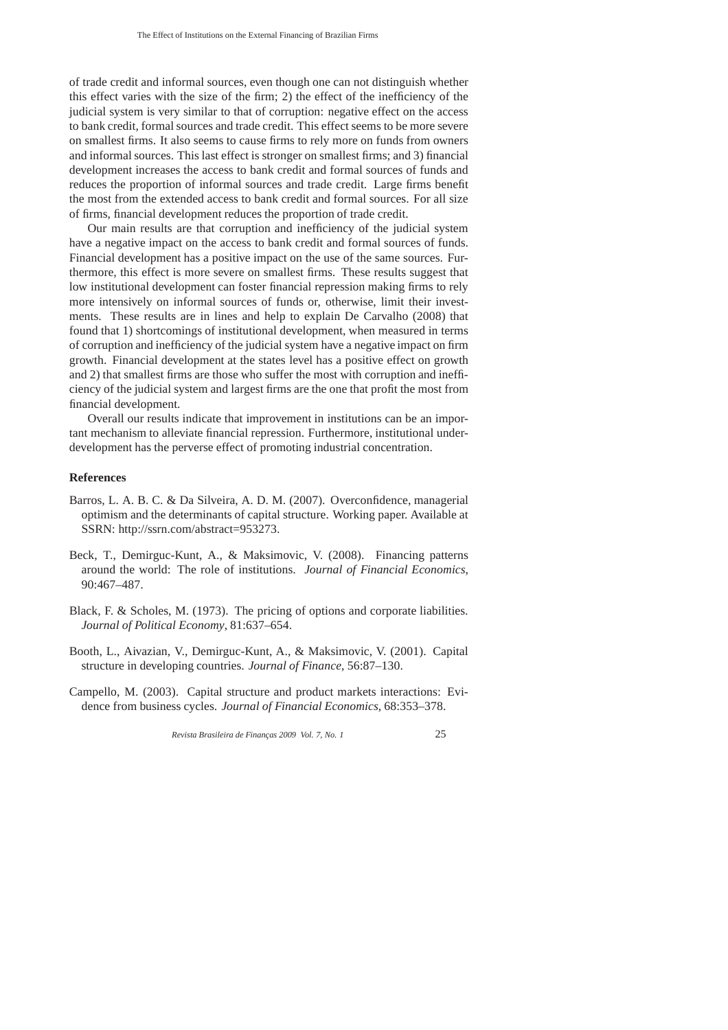of trade credit and informal sources, even though one can not distinguish whether this effect varies with the size of the firm; 2) the effect of the inefficiency of the judicial system is very similar to that of corruption: negative effect on the access to bank credit, formal sources and trade credit. This effect seems to be more severe on smallest firms. It also seems to cause firms to rely more on funds from owners and informal sources. This last effect is stronger on smallest firms; and 3) financial development increases the access to bank credit and formal sources of funds and reduces the proportion of informal sources and trade credit. Large firms benefit the most from the extended access to bank credit and formal sources. For all size of firms, financial development reduces the proportion of trade credit.

Our main results are that corruption and inefficiency of the judicial system have a negative impact on the access to bank credit and formal sources of funds. Financial development has a positive impact on the use of the same sources. Furthermore, this effect is more severe on smallest firms. These results suggest that low institutional development can foster financial repression making firms to rely more intensively on informal sources of funds or, otherwise, limit their investments. These results are in lines and help to explain De Carvalho (2008) that found that 1) shortcomings of institutional development, when measured in terms of corruption and inefficiency of the judicial system have a negative impact on firm growth. Financial development at the states level has a positive effect on growth and 2) that smallest firms are those who suffer the most with corruption and inefficiency of the judicial system and largest firms are the one that profit the most from financial development.

Overall our results indicate that improvement in institutions can be an important mechanism to alleviate financial repression. Furthermore, institutional underdevelopment has the perverse effect of promoting industrial concentration.

## References

Barros, L. A. B. C. & Da Silveira, A. D. M. (2007). Overconfidence, managerial optimism and the determinants of capital structure. Working paper. Available at SSRN: http://ssrn.com/abstract=953273.

Beck, T., Demirguc-Kunt, A., & Maksimovic, V. (2008). Financing patterns around the world: The role of institutions. *Journal of Financial Economics*, 90:467–487.

Black, F. & Scholes, M. (1973). The pricing of options and corporate liabilities. *Journal of Political Economy*, 81:637–654.

Booth, L., Aivazian, V., Demirguc-Kunt, A., & Maksimovic, V. (2001). Capital structure in developing countries. *Journal of Finance*, 56:87–130.

Campello, M. (2003). Capital structure and product markets interactions: Evidence from business cycles. *Journal of Financial Economics*, 68:353–378.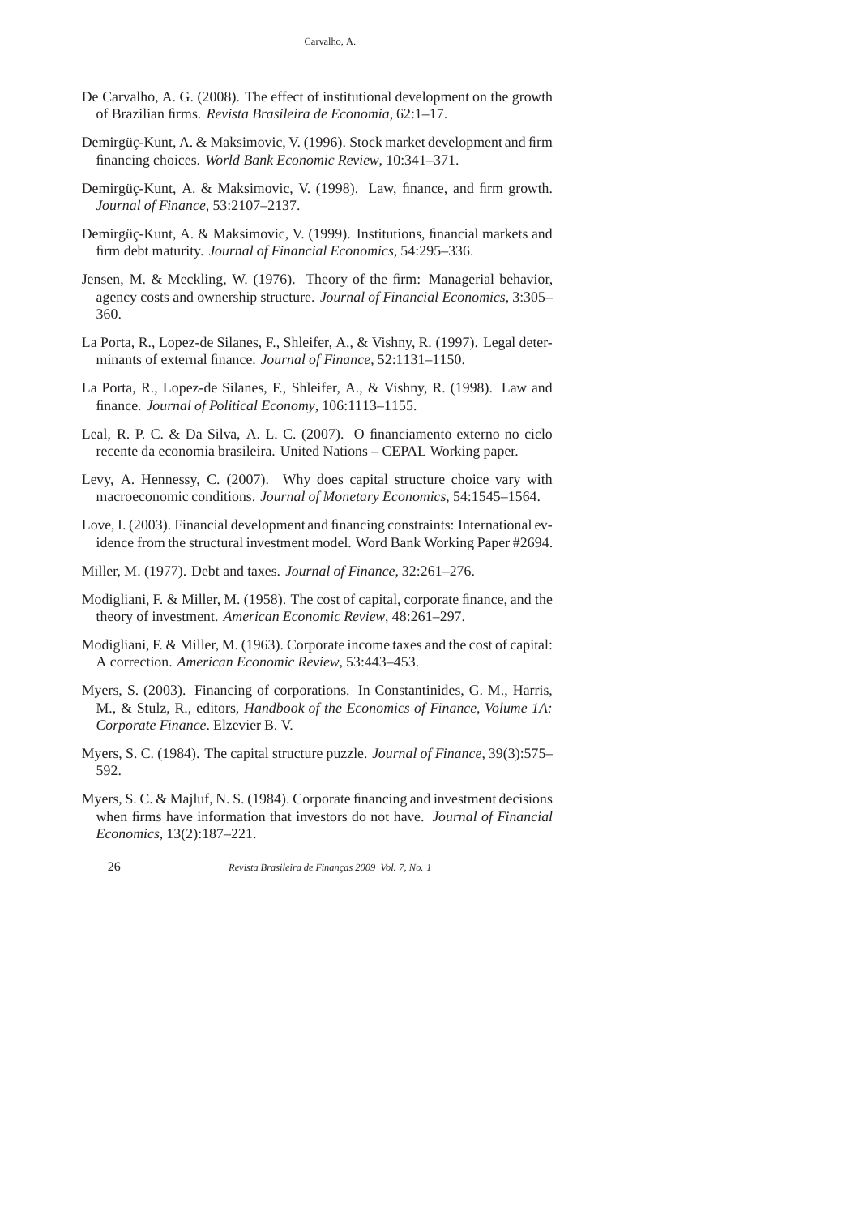De Carvalho, A. G. (2008). The effect of institutional development on the growth of Brazilian firms. *Revista Brasileira de Economia*, 62:1–17.

Demirgüç-Kunt, A. & Maksimovic, V. (1996). Stock market development and firm financing choices. *World Bank Economic Review*, 10:341–371.

Demirgüç-Kunt, A. & Maksimovic, V. (1998). Law, finance, and firm growth. *Journal of Finance*, 53:2107–2137.

Demirgüç-Kunt, A. & Maksimovic, V. (1999). Institutions, financial markets and firm debt maturity. *Journal of Financial Economics*, 54:295–336.

Jensen, M. & Meckling, W. (1976). Theory of the firm: Managerial behavior, agency costs and ownership structure. *Journal of Financial Economics*, 3:305–360.

La Porta, R., Lopez-de Silanes, F., Shleifer, A., & Vishny, R. (1997). Legal determinants of external finance. *Journal of Finance*, 52:1131–1150.

La Porta, R., Lopez-de Silanes, F., Shleifer, A., & Vishny, R. (1998). Law and finance. *Journal of Political Economy*, 106:1113–1155.

Leal, R. P. C. & Da Silva, A. L. C. (2007). O financiamento externo no ciclo recente da economia brasileira. United Nations – CEPAL Working paper.

Levy, A. Hennessy, C. (2007). Why does capital structure choice vary with macroeconomic conditions. *Journal of Monetary Economics*, 54:1545–1564.

Love, I. (2003). Financial development and financing constraints: International evidence from the structural investment model. Word Bank Working Paper #2694.

Miller, M. (1977). Debt and taxes. *Journal of Finance*, 32:261–276.

Modigliani, F. & Miller, M. (1958). The cost of capital, corporate finance, and the theory of investment. *American Economic Review*, 48:261–297.

Modigliani, F. & Miller, M. (1963). Corporate income taxes and the cost of capital: A correction. *American Economic Review*, 53:443–453.

Myers, S. (2003). Financing of corporations. In Constantinides, G. M., Harris, M., & Stulz, R., editors, *Handbook of the Economics of Finance, Volume 1A: Corporate Finance*. Elzevier B. V.

Myers, S. C. (1984). The capital structure puzzle. *Journal of Finance*, 39(3):575–592.

Myers, S. C. & Majluf, N. S. (1984). Corporate financing and investment decisions when firms have information that investors do not have. *Journal of Financial Economics*, 13(2):187–221.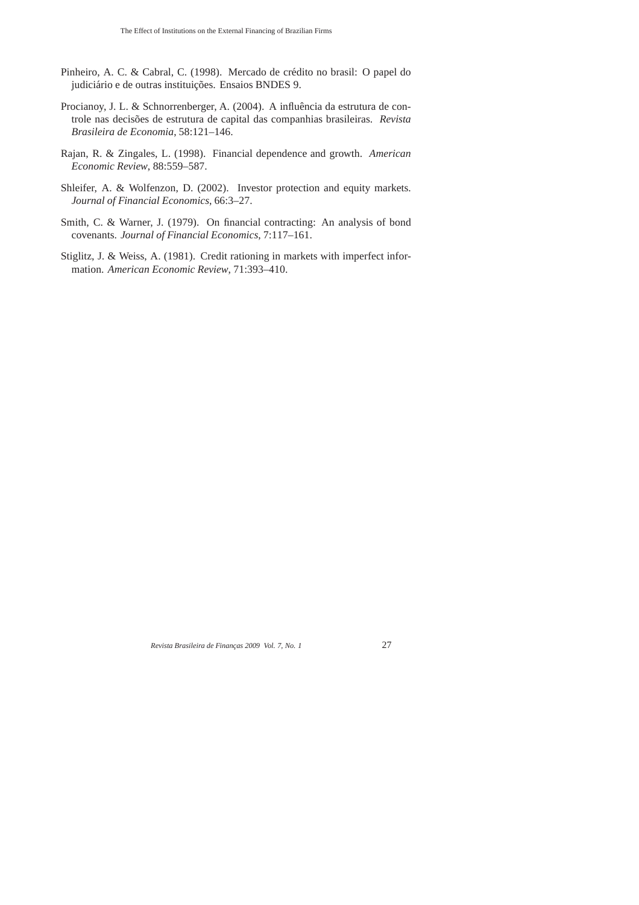Pinheiro, A. C. & Cabral, C. (1998). Mercado de crédito no brasil: O papel do judiciário e de outras instituições. Ensaios BNDES 9.

Procianoy, J. L. & Schnorrenberger, A. (2004). A influência da estrutura de controle nas decisões de estrutura de capital das companhias brasileiras. *Revista Brasileira de Economia*, 58:121–146.

Rajan, R. & Zingales, L. (1998). Financial dependence and growth. *American Economic Review*, 88:559–587.

Shleifer, A. & Wolfenzon, D. (2002). Investor protection and equity markets. *Journal of Financial Economics*, 66:3–27.

Smith, C. & Warner, J. (1979). On financial contracting: An analysis of bond covenants. *Journal of Financial Economics*, 7:117–161.

Stiglitz, J. & Weiss, A. (1981). Credit rationing in markets with imperfect information. *American Economic Review*, 71:393–410.